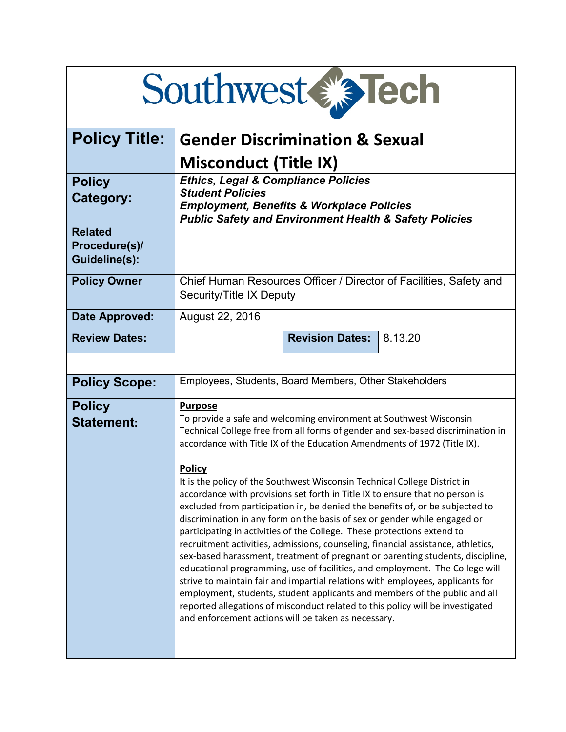# Southwest Tech

| **Policy Title:** | **Gender Discrimination & Sexual Misconduct (Title IX)** | | |
|---|---|---|---|
| **Policy Category:** | ***Ethics, Legal & Compliance Policies*** <br> ***Student Policies*** <br> ***Employment, Benefits & Workplace Policies*** <br> ***Public Safety and Environment Health & Safety Policies*** | | |
| **Related Procedure(s)/ Guideline(s):** | | | |
| **Policy Owner** | Chief Human Resources Officer / Director of Facilities, Safety and Security/Title IX Deputy | | |
| **Date Approved:** | August 22, 2016 | | |
| **Review Dates:** | | **Revision Dates:** | 8.13.20 |

| **Policy Scope:** | Employees, Students, Board Members, Other Stakeholders |
|---|---|
| **Policy Statement:** | **Purpose** <br> To provide a safe and welcoming environment at Southwest Wisconsin Technical College free from all forms of gender and sex-based discrimination in accordance with Title IX of the Education Amendments of 1972 (Title IX). <br><br> **Policy** <br> It is the policy of the Southwest Wisconsin Technical College District in accordance with provisions set forth in Title IX to ensure that no person is excluded from participation in, be denied the benefits of, or be subjected to discrimination in any form on the basis of sex or gender while engaged or participating in activities of the College. These protections extend to recruitment activities, admissions, counseling, financial assistance, athletics, sex-based harassment, treatment of pregnant or parenting students, discipline, educational programming, use of facilities, and employment. The College will strive to maintain fair and impartial relations with employees, applicants for employment, students, student applicants and members of the public and all reported allegations of misconduct related to this policy will be investigated and enforcement actions will be taken as necessary. |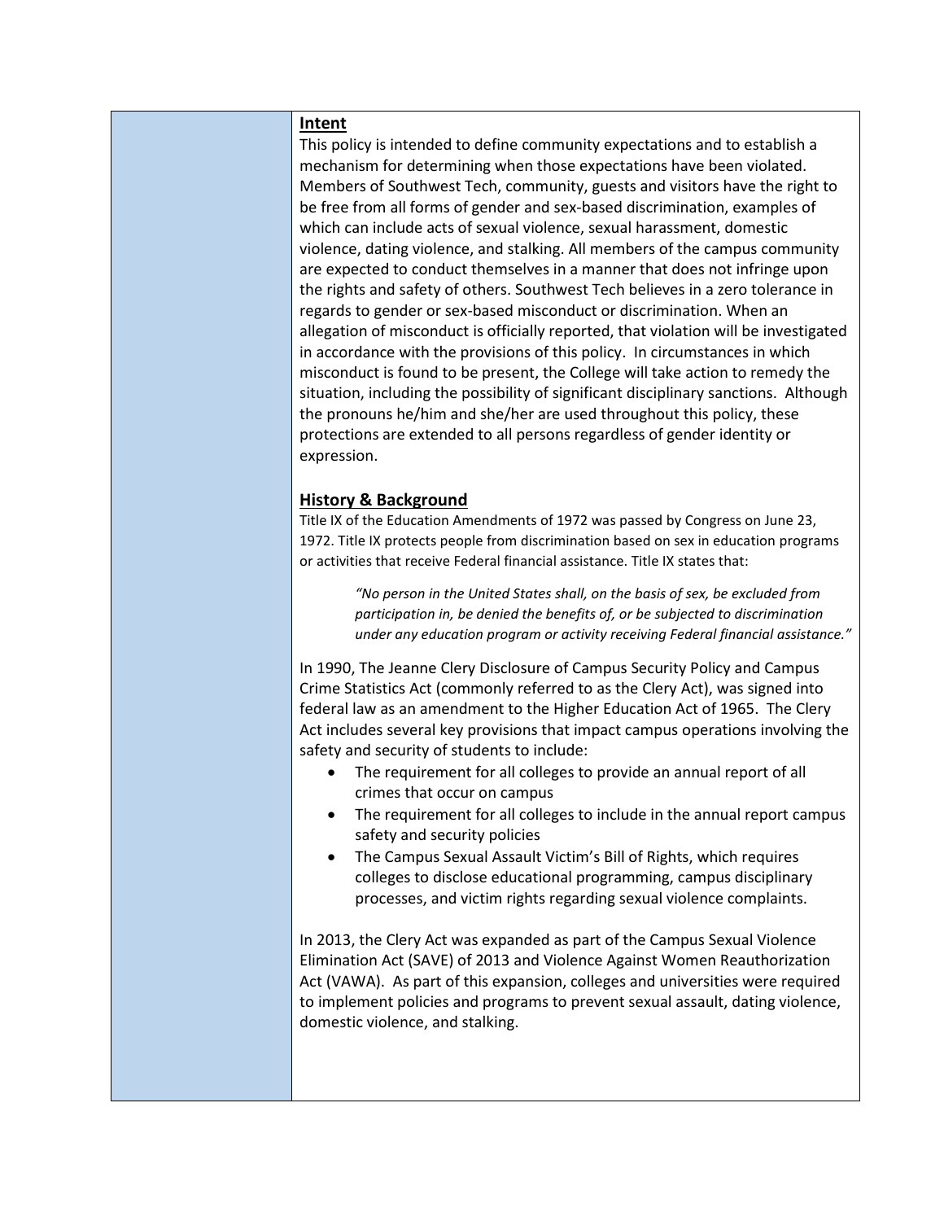## Intent

This policy is intended to define community expectations and to establish a mechanism for determining when those expectations have been violated. Members of Southwest Tech, community, guests and visitors have the right to be free from all forms of gender and sex-based discrimination, examples of which can include acts of sexual violence, sexual harassment, domestic violence, dating violence, and stalking. All members of the campus community are expected to conduct themselves in a manner that does not infringe upon the rights and safety of others. Southwest Tech believes in a zero tolerance in regards to gender or sex-based misconduct or discrimination. When an allegation of misconduct is officially reported, that violation will be investigated in accordance with the provisions of this policy. In circumstances in which misconduct is found to be present, the College will take action to remedy the situation, including the possibility of significant disciplinary sanctions. Although the pronouns he/him and she/her are used throughout this policy, these protections are extended to all persons regardless of gender identity or expression.

## History & Background

Title IX of the Education Amendments of 1972 was passed by Congress on June 23, 1972. Title IX protects people from discrimination based on sex in education programs or activities that receive Federal financial assistance. Title IX states that:

> *"No person in the United States shall, on the basis of sex, be excluded from participation in, be denied the benefits of, or be subjected to discrimination under any education program or activity receiving Federal financial assistance."*

In 1990, The Jeanne Clery Disclosure of Campus Security Policy and Campus Crime Statistics Act (commonly referred to as the Clery Act), was signed into federal law as an amendment to the Higher Education Act of 1965. The Clery Act includes several key provisions that impact campus operations involving the safety and security of students to include:

- The requirement for all colleges to provide an annual report of all crimes that occur on campus
- The requirement for all colleges to include in the annual report campus safety and security policies
- The Campus Sexual Assault Victim's Bill of Rights, which requires colleges to disclose educational programming, campus disciplinary processes, and victim rights regarding sexual violence complaints.

In 2013, the Clery Act was expanded as part of the Campus Sexual Violence Elimination Act (SAVE) of 2013 and Violence Against Women Reauthorization Act (VAWA). As part of this expansion, colleges and universities were required to implement policies and programs to prevent sexual assault, dating violence, domestic violence, and stalking.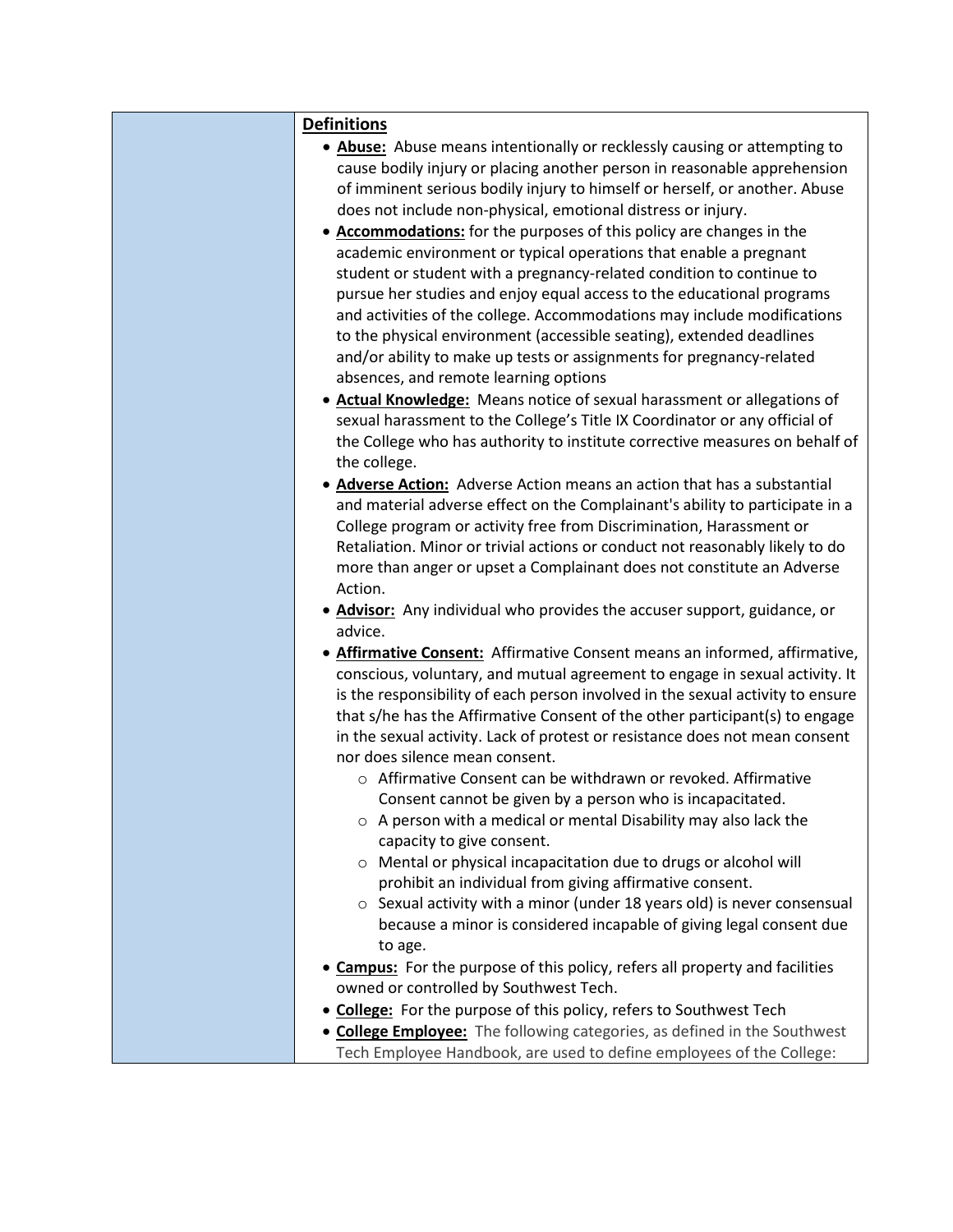**Definitions**

- **Abuse:** Abuse means intentionally or recklessly causing or attempting to cause bodily injury or placing another person in reasonable apprehension of imminent serious bodily injury to himself or herself, or another. Abuse does not include non-physical, emotional distress or injury.
- **Accommodations:** for the purposes of this policy are changes in the academic environment or typical operations that enable a pregnant student or student with a pregnancy-related condition to continue to pursue her studies and enjoy equal access to the educational programs and activities of the college. Accommodations may include modifications to the physical environment (accessible seating), extended deadlines and/or ability to make up tests or assignments for pregnancy-related absences, and remote learning options
- **Actual Knowledge:** Means notice of sexual harassment or allegations of sexual harassment to the College's Title IX Coordinator or any official of the College who has authority to institute corrective measures on behalf of the college.
- **Adverse Action:** Adverse Action means an action that has a substantial and material adverse effect on the Complainant's ability to participate in a College program or activity free from Discrimination, Harassment or Retaliation. Minor or trivial actions or conduct not reasonably likely to do more than anger or upset a Complainant does not constitute an Adverse Action.
- **Advisor:** Any individual who provides the accuser support, guidance, or advice.
- **Affirmative Consent:** Affirmative Consent means an informed, affirmative, conscious, voluntary, and mutual agreement to engage in sexual activity. It is the responsibility of each person involved in the sexual activity to ensure that s/he has the Affirmative Consent of the other participant(s) to engage in the sexual activity. Lack of protest or resistance does not mean consent nor does silence mean consent.
  - Affirmative Consent can be withdrawn or revoked. Affirmative Consent cannot be given by a person who is incapacitated.
  - A person with a medical or mental Disability may also lack the capacity to give consent.
  - Mental or physical incapacitation due to drugs or alcohol will prohibit an individual from giving affirmative consent.
  - Sexual activity with a minor (under 18 years old) is never consensual because a minor is considered incapable of giving legal consent due to age.
- **Campus:** For the purpose of this policy, refers all property and facilities owned or controlled by Southwest Tech.
- **College:** For the purpose of this policy, refers to Southwest Tech
- **College Employee:** The following categories, as defined in the Southwest Tech Employee Handbook, are used to define employees of the College: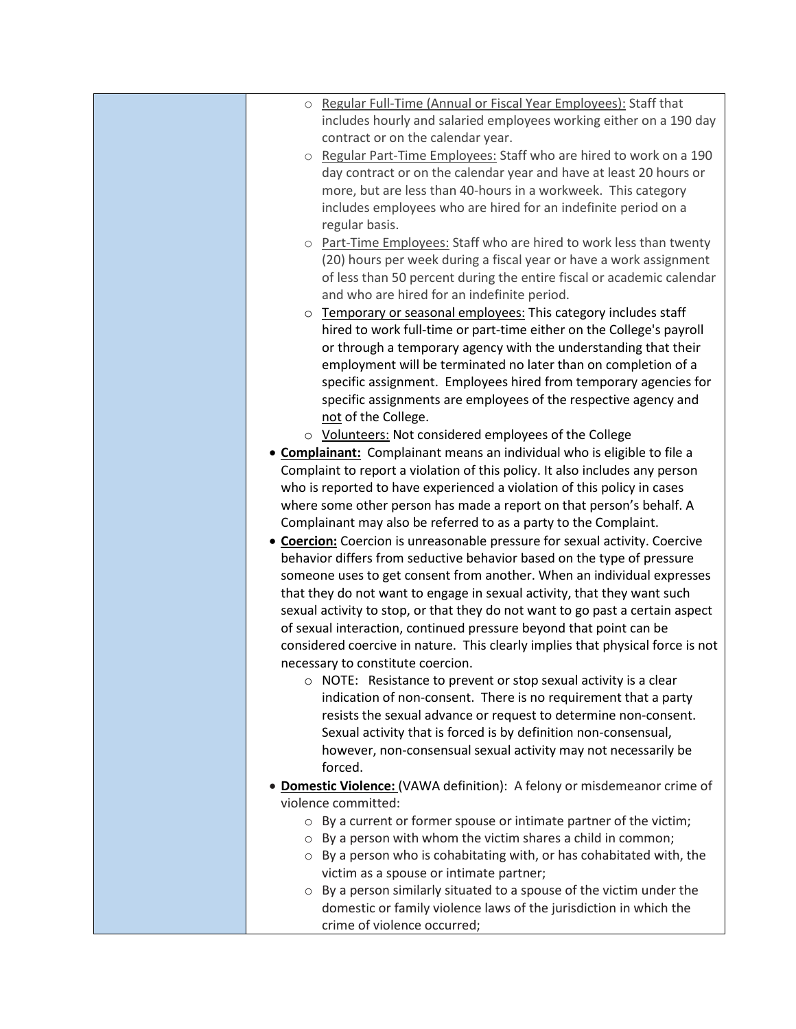- Regular Full-Time (Annual or Fiscal Year Employees): Staff that includes hourly and salaried employees working either on a 190 day contract or on the calendar year.
  - Regular Part-Time Employees: Staff who are hired to work on a 190 day contract or on the calendar year and have at least 20 hours or more, but are less than 40-hours in a workweek. This category includes employees who are hired for an indefinite period on a regular basis.
  - Part-Time Employees: Staff who are hired to work less than twenty (20) hours per week during a fiscal year or have a work assignment of less than 50 percent during the entire fiscal or academic calendar and who are hired for an indefinite period.
  - Temporary or seasonal employees: This category includes staff hired to work full-time or part-time either on the College's payroll or through a temporary agency with the understanding that their employment will be terminated no later than on completion of a specific assignment. Employees hired from temporary agencies for specific assignments are employees of the respective agency and not of the College.
  - Volunteers: Not considered employees of the College
- **Complainant:** Complainant means an individual who is eligible to file a Complaint to report a violation of this policy. It also includes any person who is reported to have experienced a violation of this policy in cases where some other person has made a report on that person's behalf. A Complainant may also be referred to as a party to the Complaint.
- **Coercion:** Coercion is unreasonable pressure for sexual activity. Coercive behavior differs from seductive behavior based on the type of pressure someone uses to get consent from another. When an individual expresses that they do not want to engage in sexual activity, that they want such sexual activity to stop, or that they do not want to go past a certain aspect of sexual interaction, continued pressure beyond that point can be considered coercive in nature. This clearly implies that physical force is not necessary to constitute coercion.
  - NOTE: Resistance to prevent or stop sexual activity is a clear indication of non-consent. There is no requirement that a party resists the sexual advance or request to determine non-consent. Sexual activity that is forced is by definition non-consensual, however, non-consensual sexual activity may not necessarily be forced.
- **Domestic Violence:** (VAWA definition): A felony or misdemeanor crime of violence committed:
  - By a current or former spouse or intimate partner of the victim;
  - By a person with whom the victim shares a child in common;
  - By a person who is cohabitating with, or has cohabitated with, the victim as a spouse or intimate partner;
  - By a person similarly situated to a spouse of the victim under the domestic or family violence laws of the jurisdiction in which the crime of violence occurred;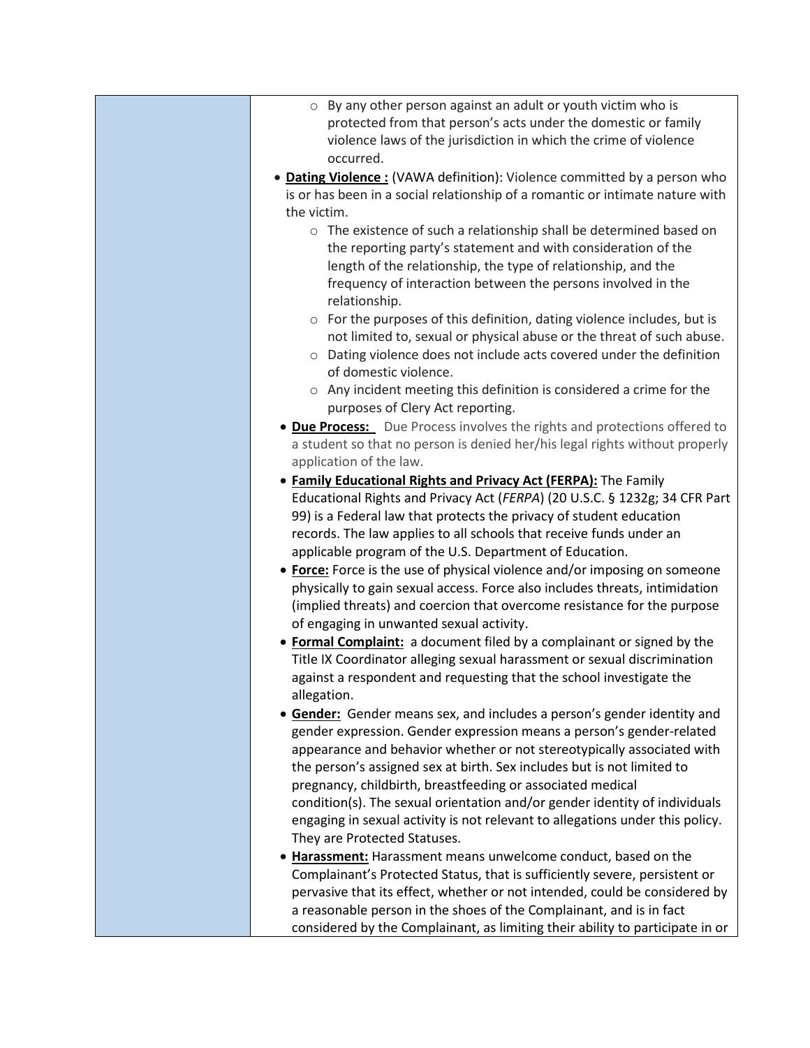- By any other person against an adult or youth victim who is protected from that person's acts under the domestic or family violence laws of the jurisdiction in which the crime of violence occurred.
- **Dating Violence :** (VAWA definition): Violence committed by a person who is or has been in a social relationship of a romantic or intimate nature with the victim.
  - The existence of such a relationship shall be determined based on the reporting party's statement and with consideration of the length of the relationship, the type of relationship, and the frequency of interaction between the persons involved in the relationship.
  - For the purposes of this definition, dating violence includes, but is not limited to, sexual or physical abuse or the threat of such abuse.
  - Dating violence does not include acts covered under the definition of domestic violence.
  - Any incident meeting this definition is considered a crime for the purposes of Clery Act reporting.
- **Due Process:** Due Process involves the rights and protections offered to a student so that no person is denied her/his legal rights without properly application of the law.
- **Family Educational Rights and Privacy Act (FERPA):** The Family Educational Rights and Privacy Act (*FERPA*) (20 U.S.C. § 1232g; 34 CFR Part 99) is a Federal law that protects the privacy of student education records. The law applies to all schools that receive funds under an applicable program of the U.S. Department of Education.
- **Force:** Force is the use of physical violence and/or imposing on someone physically to gain sexual access. Force also includes threats, intimidation (implied threats) and coercion that overcome resistance for the purpose of engaging in unwanted sexual activity.
- **Formal Complaint:** a document filed by a complainant or signed by the Title IX Coordinator alleging sexual harassment or sexual discrimination against a respondent and requesting that the school investigate the allegation.
- **Gender:** Gender means sex, and includes a person's gender identity and gender expression. Gender expression means a person's gender-related appearance and behavior whether or not stereotypically associated with the person's assigned sex at birth. Sex includes but is not limited to pregnancy, childbirth, breastfeeding or associated medical condition(s). The sexual orientation and/or gender identity of individuals engaging in sexual activity is not relevant to allegations under this policy. They are Protected Statuses.
- **Harassment:** Harassment means unwelcome conduct, based on the Complainant's Protected Status, that is sufficiently severe, persistent or pervasive that its effect, whether or not intended, could be considered by a reasonable person in the shoes of the Complainant, and is in fact considered by the Complainant, as limiting their ability to participate in or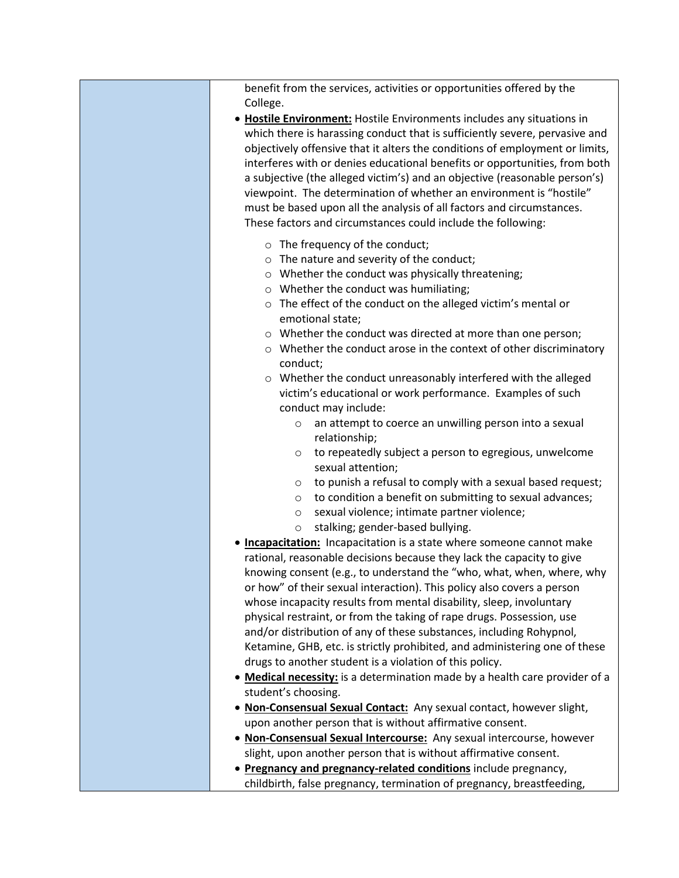benefit from the services, activities or opportunities offered by the College.

- **Hostile Environment:** Hostile Environments includes any situations in which there is harassing conduct that is sufficiently severe, pervasive and objectively offensive that it alters the conditions of employment or limits, interferes with or denies educational benefits or opportunities, from both a subjective (the alleged victim's) and an objective (reasonable person's) viewpoint. The determination of whether an environment is "hostile" must be based upon all the analysis of all factors and circumstances. These factors and circumstances could include the following:
    - The frequency of the conduct;
    - The nature and severity of the conduct;
    - Whether the conduct was physically threatening;
    - Whether the conduct was humiliating;
    - The effect of the conduct on the alleged victim's mental or emotional state;
    - Whether the conduct was directed at more than one person;
    - Whether the conduct arose in the context of other discriminatory conduct;
    - Whether the conduct unreasonably interfered with the alleged victim's educational or work performance. Examples of such conduct may include:
        - an attempt to coerce an unwilling person into a sexual relationship;
        - to repeatedly subject a person to egregious, unwelcome sexual attention;
        - to punish a refusal to comply with a sexual based request;
        - to condition a benefit on submitting to sexual advances;
        - sexual violence; intimate partner violence;
        - stalking; gender-based bullying.
- **Incapacitation:** Incapacitation is a state where someone cannot make rational, reasonable decisions because they lack the capacity to give knowing consent (e.g., to understand the "who, what, when, where, why or how" of their sexual interaction). This policy also covers a person whose incapacity results from mental disability, sleep, involuntary physical restraint, or from the taking of rape drugs. Possession, use and/or distribution of any of these substances, including Rohypnol, Ketamine, GHB, etc. is strictly prohibited, and administering one of these drugs to another student is a violation of this policy.
- **Medical necessity:** is a determination made by a health care provider of a student's choosing.
- **Non-Consensual Sexual Contact:** Any sexual contact, however slight, upon another person that is without affirmative consent.
- **Non-Consensual Sexual Intercourse:** Any sexual intercourse, however slight, upon another person that is without affirmative consent.
- **Pregnancy and pregnancy-related conditions** include pregnancy, childbirth, false pregnancy, termination of pregnancy, breastfeeding,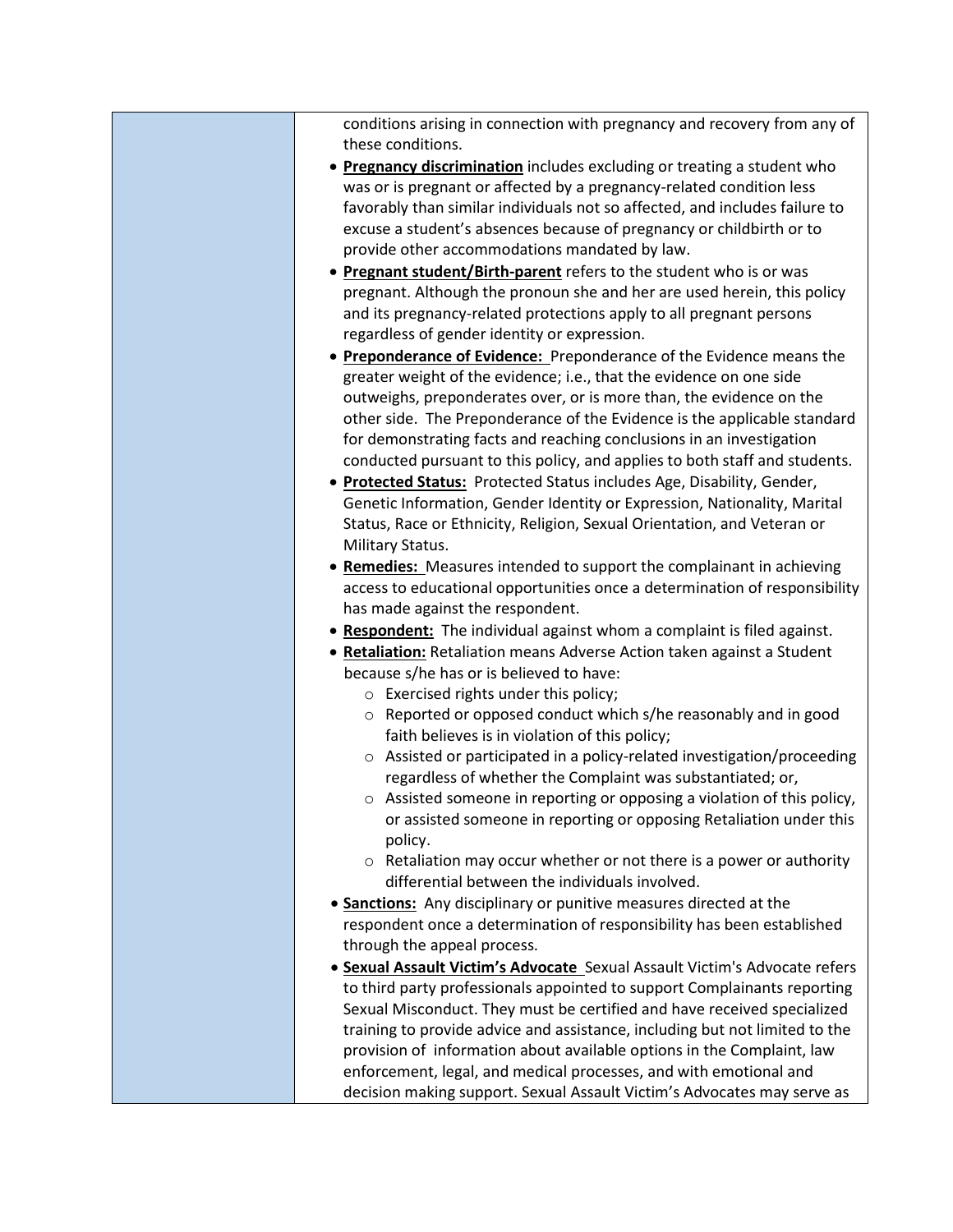conditions arising in connection with pregnancy and recovery from any of these conditions.

- **Pregnancy discrimination** includes excluding or treating a student who was or is pregnant or affected by a pregnancy-related condition less favorably than similar individuals not so affected, and includes failure to excuse a student's absences because of pregnancy or childbirth or to provide other accommodations mandated by law.
- **Pregnant student/Birth-parent** refers to the student who is or was pregnant. Although the pronoun she and her are used herein, this policy and its pregnancy-related protections apply to all pregnant persons regardless of gender identity or expression.
- **Preponderance of Evidence:** Preponderance of the Evidence means the greater weight of the evidence; i.e., that the evidence on one side outweighs, preponderates over, or is more than, the evidence on the other side. The Preponderance of the Evidence is the applicable standard for demonstrating facts and reaching conclusions in an investigation conducted pursuant to this policy, and applies to both staff and students.
- **Protected Status:** Protected Status includes Age, Disability, Gender, Genetic Information, Gender Identity or Expression, Nationality, Marital Status, Race or Ethnicity, Religion, Sexual Orientation, and Veteran or Military Status.
- **Remedies:** Measures intended to support the complainant in achieving access to educational opportunities once a determination of responsibility has made against the respondent.
- **Respondent:** The individual against whom a complaint is filed against.
- **Retaliation:** Retaliation means Adverse Action taken against a Student because s/he has or is believed to have:
  - Exercised rights under this policy;
  - Reported or opposed conduct which s/he reasonably and in good faith believes is in violation of this policy;
  - Assisted or participated in a policy-related investigation/proceeding regardless of whether the Complaint was substantiated; or,
  - Assisted someone in reporting or opposing a violation of this policy, or assisted someone in reporting or opposing Retaliation under this policy.
  - Retaliation may occur whether or not there is a power or authority differential between the individuals involved.
- **Sanctions:** Any disciplinary or punitive measures directed at the respondent once a determination of responsibility has been established through the appeal process.
- **Sexual Assault Victim's Advocate** Sexual Assault Victim's Advocate refers to third party professionals appointed to support Complainants reporting Sexual Misconduct. They must be certified and have received specialized training to provide advice and assistance, including but not limited to the provision of information about available options in the Complaint, law enforcement, legal, and medical processes, and with emotional and decision making support. Sexual Assault Victim's Advocates may serve as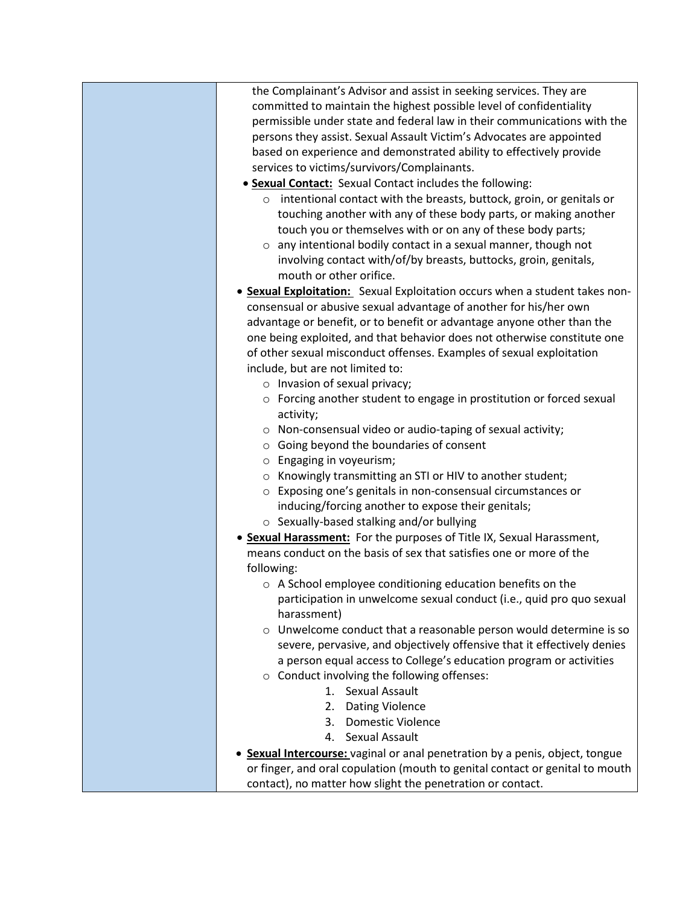the Complainant's Advisor and assist in seeking services. They are committed to maintain the highest possible level of confidentiality permissible under state and federal law in their communications with the persons they assist. Sexual Assault Victim's Advocates are appointed based on experience and demonstrated ability to effectively provide services to victims/survivors/Complainants.

- **Sexual Contact:** Sexual Contact includes the following:
  - intentional contact with the breasts, buttock, groin, or genitals or touching another with any of these body parts, or making another touch you or themselves with or on any of these body parts;
  - any intentional bodily contact in a sexual manner, though not involving contact with/of/by breasts, buttocks, groin, genitals, mouth or other orifice.
- **Sexual Exploitation:** Sexual Exploitation occurs when a student takes non-consensual or abusive sexual advantage of another for his/her own advantage or benefit, or to benefit or advantage anyone other than the one being exploited, and that behavior does not otherwise constitute one of other sexual misconduct offenses. Examples of sexual exploitation include, but are not limited to:
  - Invasion of sexual privacy;
  - Forcing another student to engage in prostitution or forced sexual activity;
  - Non-consensual video or audio-taping of sexual activity;
  - Going beyond the boundaries of consent
  - Engaging in voyeurism;
  - Knowingly transmitting an STI or HIV to another student;
  - Exposing one's genitals in non-consensual circumstances or inducing/forcing another to expose their genitals;
  - Sexually-based stalking and/or bullying
- **Sexual Harassment:** For the purposes of Title IX, Sexual Harassment, means conduct on the basis of sex that satisfies one or more of the following:
  - A School employee conditioning education benefits on the participation in unwelcome sexual conduct (i.e., quid pro quo sexual harassment)
  - Unwelcome conduct that a reasonable person would determine is so severe, pervasive, and objectively offensive that it effectively denies a person equal access to College's education program or activities
  - Conduct involving the following offenses:
    1. Sexual Assault
    2. Dating Violence
    3. Domestic Violence
    4. Sexual Assault
- **Sexual Intercourse:** vaginal or anal penetration by a penis, object, tongue or finger, and oral copulation (mouth to genital contact or genital to mouth contact), no matter how slight the penetration or contact.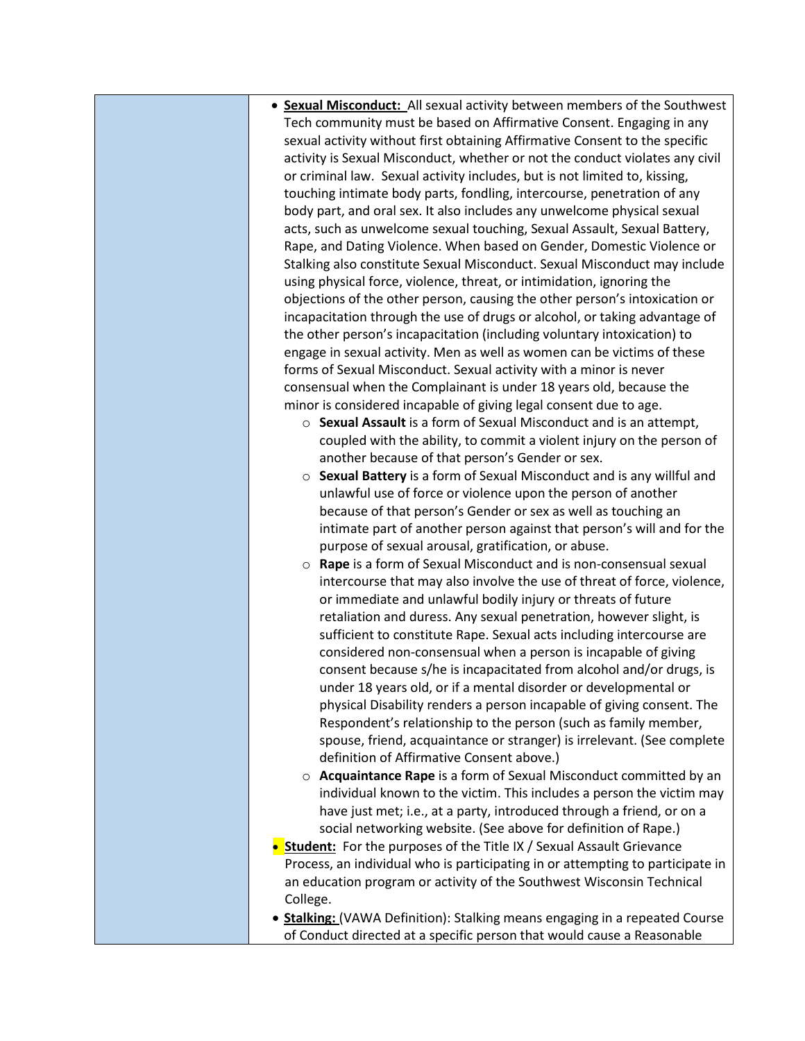- **Sexual Misconduct:** All sexual activity between members of the Southwest Tech community must be based on Affirmative Consent. Engaging in any sexual activity without first obtaining Affirmative Consent to the specific activity is Sexual Misconduct, whether or not the conduct violates any civil or criminal law. Sexual activity includes, but is not limited to, kissing, touching intimate body parts, fondling, intercourse, penetration of any body part, and oral sex. It also includes any unwelcome physical sexual acts, such as unwelcome sexual touching, Sexual Assault, Sexual Battery, Rape, and Dating Violence. When based on Gender, Domestic Violence or Stalking also constitute Sexual Misconduct. Sexual Misconduct may include using physical force, violence, threat, or intimidation, ignoring the objections of the other person, causing the other person's intoxication or incapacitation through the use of drugs or alcohol, or taking advantage of the other person's incapacitation (including voluntary intoxication) to engage in sexual activity. Men as well as women can be victims of these forms of Sexual Misconduct. Sexual activity with a minor is never consensual when the Complainant is under 18 years old, because the minor is considered incapable of giving legal consent due to age.
  - **Sexual Assault** is a form of Sexual Misconduct and is an attempt, coupled with the ability, to commit a violent injury on the person of another because of that person's Gender or sex.
  - **Sexual Battery** is a form of Sexual Misconduct and is any willful and unlawful use of force or violence upon the person of another because of that person's Gender or sex as well as touching an intimate part of another person against that person's will and for the purpose of sexual arousal, gratification, or abuse.
  - **Rape** is a form of Sexual Misconduct and is non-consensual sexual intercourse that may also involve the use of threat of force, violence, or immediate and unlawful bodily injury or threats of future retaliation and duress. Any sexual penetration, however slight, is sufficient to constitute Rape. Sexual acts including intercourse are considered non-consensual when a person is incapable of giving consent because s/he is incapacitated from alcohol and/or drugs, is under 18 years old, or if a mental disorder or developmental or physical Disability renders a person incapable of giving consent. The Respondent's relationship to the person (such as family member, spouse, friend, acquaintance or stranger) is irrelevant. (See complete definition of Affirmative Consent above.)
  - **Acquaintance Rape** is a form of Sexual Misconduct committed by an individual known to the victim. This includes a person the victim may have just met; i.e., at a party, introduced through a friend, or on a social networking website. (See above for definition of Rape.)
- **Student:** For the purposes of the Title IX / Sexual Assault Grievance Process, an individual who is participating in or attempting to participate in an education program or activity of the Southwest Wisconsin Technical College.
- **Stalking:** (VAWA Definition): Stalking means engaging in a repeated Course of Conduct directed at a specific person that would cause a Reasonable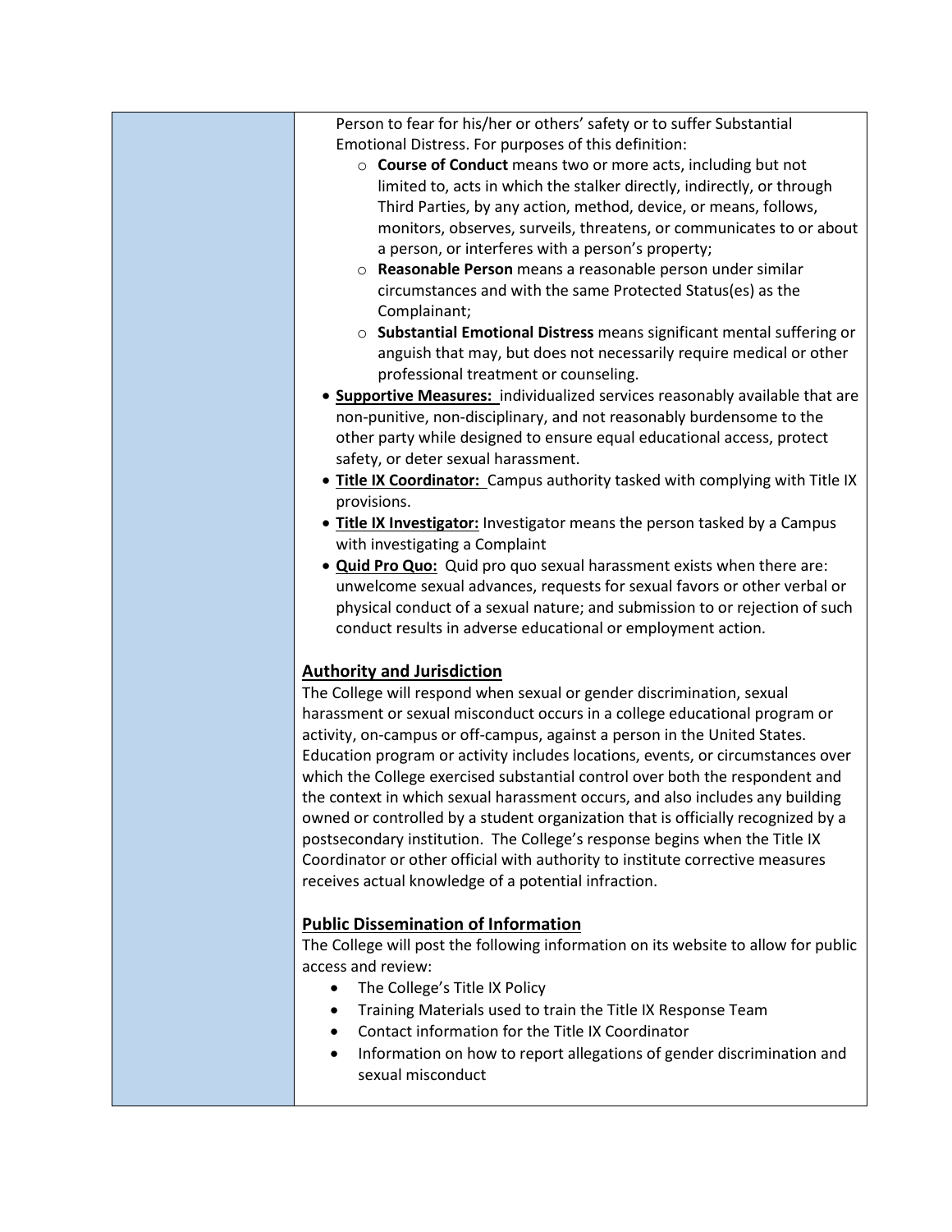Person to fear for his/her or others' safety or to suffer Substantial Emotional Distress. For purposes of this definition:

- **Course of Conduct** means two or more acts, including but not limited to, acts in which the stalker directly, indirectly, or through Third Parties, by any action, method, device, or means, follows, monitors, observes, surveils, threatens, or communicates to or about a person, or interferes with a person's property;
- **Reasonable Person** means a reasonable person under similar circumstances and with the same Protected Status(es) as the Complainant;
- **Substantial Emotional Distress** means significant mental suffering or anguish that may, but does not necessarily require medical or other professional treatment or counseling.

- **Supportive Measures:** individualized services reasonably available that are non-punitive, non-disciplinary, and not reasonably burdensome to the other party while designed to ensure equal educational access, protect safety, or deter sexual harassment.
- **Title IX Coordinator:** Campus authority tasked with complying with Title IX provisions.
- **Title IX Investigator:** Investigator means the person tasked by a Campus with investigating a Complaint
- **Quid Pro Quo:** Quid pro quo sexual harassment exists when there are: unwelcome sexual advances, requests for sexual favors or other verbal or physical conduct of a sexual nature; and submission to or rejection of such conduct results in adverse educational or employment action.

## Authority and Jurisdiction

The College will respond when sexual or gender discrimination, sexual harassment or sexual misconduct occurs in a college educational program or activity, on-campus or off-campus, against a person in the United States. Education program or activity includes locations, events, or circumstances over which the College exercised substantial control over both the respondent and the context in which sexual harassment occurs, and also includes any building owned or controlled by a student organization that is officially recognized by a postsecondary institution. The College's response begins when the Title IX Coordinator or other official with authority to institute corrective measures receives actual knowledge of a potential infraction.

## Public Dissemination of Information

The College will post the following information on its website to allow for public access and review:

- The College's Title IX Policy
- Training Materials used to train the Title IX Response Team
- Contact information for the Title IX Coordinator
- Information on how to report allegations of gender discrimination and sexual misconduct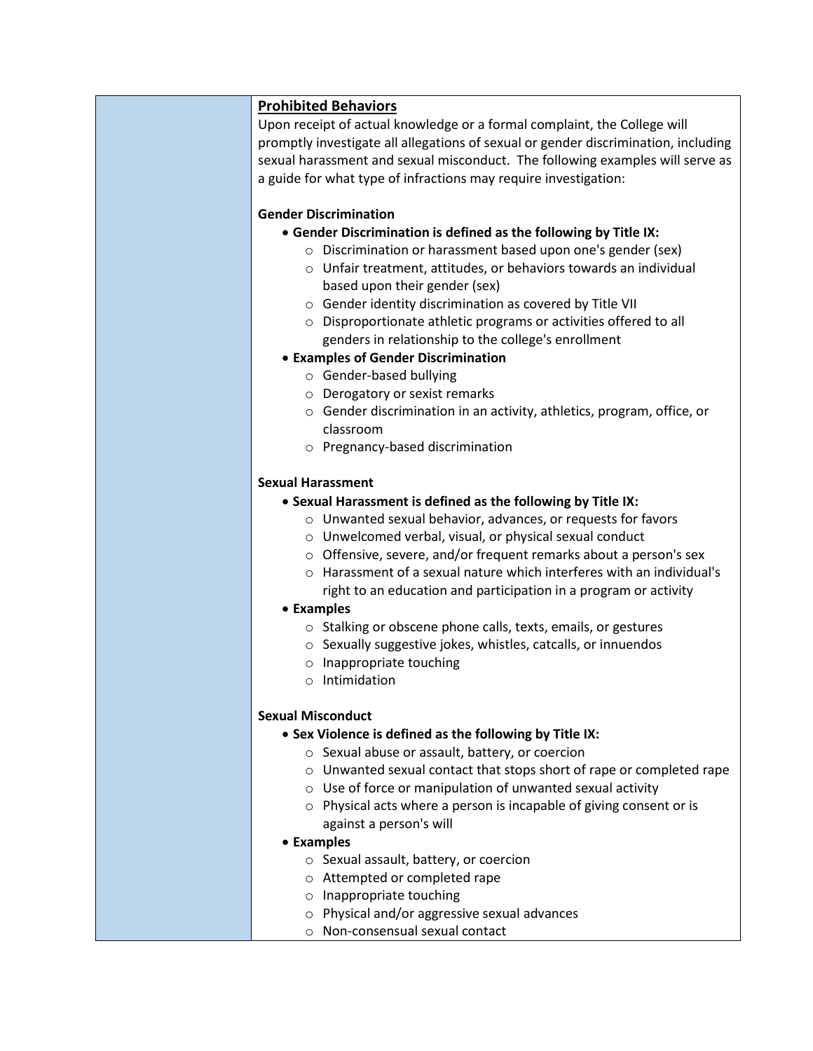**<u>Prohibited Behaviors</u>**

Upon receipt of actual knowledge or a formal complaint, the College will promptly investigate all allegations of sexual or gender discrimination, including sexual harassment and sexual misconduct. The following examples will serve as a guide for what type of infractions may require investigation:

**Gender Discrimination**

- **Gender Discrimination is defined as the following by Title IX:**
  - Discrimination or harassment based upon one's gender (sex)
  - Unfair treatment, attitudes, or behaviors towards an individual based upon their gender (sex)
  - Gender identity discrimination as covered by Title VII
  - Disproportionate athletic programs or activities offered to all genders in relationship to the college's enrollment
- **Examples of Gender Discrimination**
  - Gender-based bullying
  - Derogatory or sexist remarks
  - Gender discrimination in an activity, athletics, program, office, or classroom
  - Pregnancy-based discrimination

**Sexual Harassment**

- **Sexual Harassment is defined as the following by Title IX:**
  - Unwanted sexual behavior, advances, or requests for favors
  - Unwelcomed verbal, visual, or physical sexual conduct
  - Offensive, severe, and/or frequent remarks about a person's sex
  - Harassment of a sexual nature which interferes with an individual's right to an education and participation in a program or activity
- **Examples**
  - Stalking or obscene phone calls, texts, emails, or gestures
  - Sexually suggestive jokes, whistles, catcalls, or innuendos
  - Inappropriate touching
  - Intimidation

**Sexual Misconduct**

- **Sex Violence is defined as the following by Title IX:**
  - Sexual abuse or assault, battery, or coercion
  - Unwanted sexual contact that stops short of rape or completed rape
  - Use of force or manipulation of unwanted sexual activity
  - Physical acts where a person is incapable of giving consent or is against a person's will
- **Examples**
  - Sexual assault, battery, or coercion
  - Attempted or completed rape
  - Inappropriate touching
  - Physical and/or aggressive sexual advances
  - Non-consensual sexual contact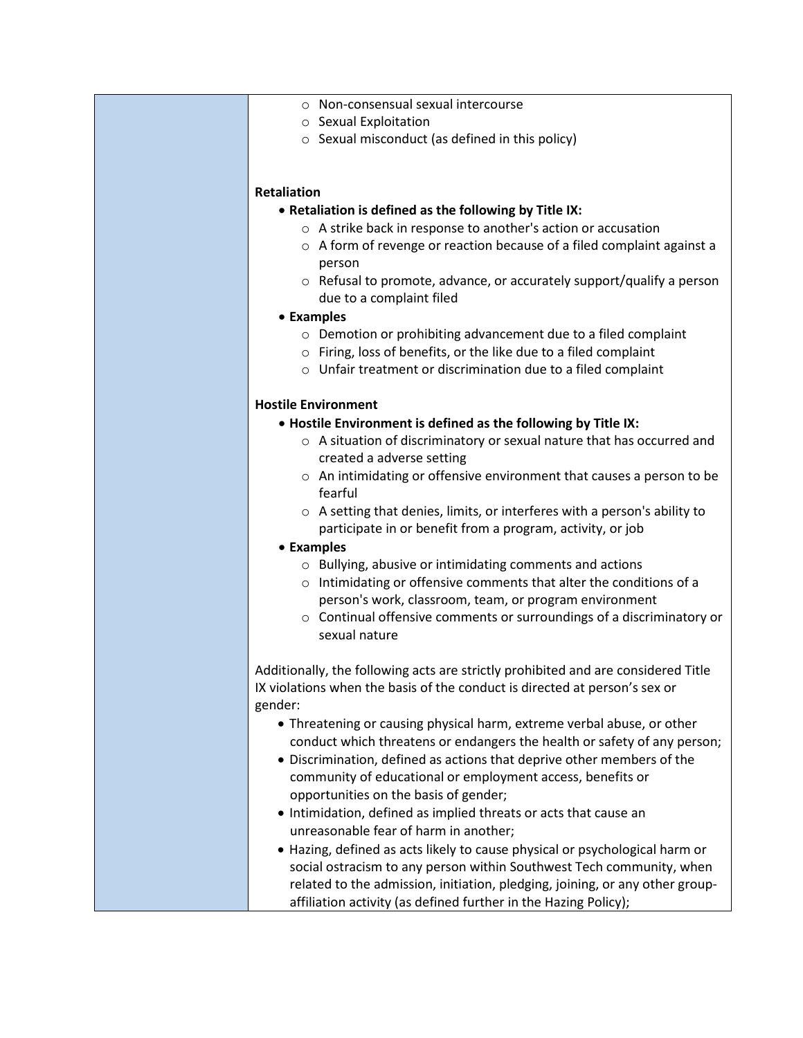- Non-consensual sexual intercourse
  - Sexual Exploitation
  - Sexual misconduct (as defined in this policy)

**Retaliation**

- **Retaliation is defined as the following by Title IX:**
  - A strike back in response to another's action or accusation
  - A form of revenge or reaction because of a filed complaint against a person
  - Refusal to promote, advance, or accurately support/qualify a person due to a complaint filed
- **Examples**
  - Demotion or prohibiting advancement due to a filed complaint
  - Firing, loss of benefits, or the like due to a filed complaint
  - Unfair treatment or discrimination due to a filed complaint

**Hostile Environment**

- **Hostile Environment is defined as the following by Title IX:**
  - A situation of discriminatory or sexual nature that has occurred and created a adverse setting
  - An intimidating or offensive environment that causes a person to be fearful
  - A setting that denies, limits, or interferes with a person's ability to participate in or benefit from a program, activity, or job
- **Examples**
  - Bullying, abusive or intimidating comments and actions
  - Intimidating or offensive comments that alter the conditions of a person's work, classroom, team, or program environment
  - Continual offensive comments or surroundings of a discriminatory or sexual nature

Additionally, the following acts are strictly prohibited and are considered Title IX violations when the basis of the conduct is directed at person's sex or gender:

- Threatening or causing physical harm, extreme verbal abuse, or other conduct which threatens or endangers the health or safety of any person;
- Discrimination, defined as actions that deprive other members of the community of educational or employment access, benefits or opportunities on the basis of gender;
- Intimidation, defined as implied threats or acts that cause an unreasonable fear of harm in another;
- Hazing, defined as acts likely to cause physical or psychological harm or social ostracism to any person within Southwest Tech community, when related to the admission, initiation, pledging, joining, or any other group-affiliation activity (as defined further in the Hazing Policy);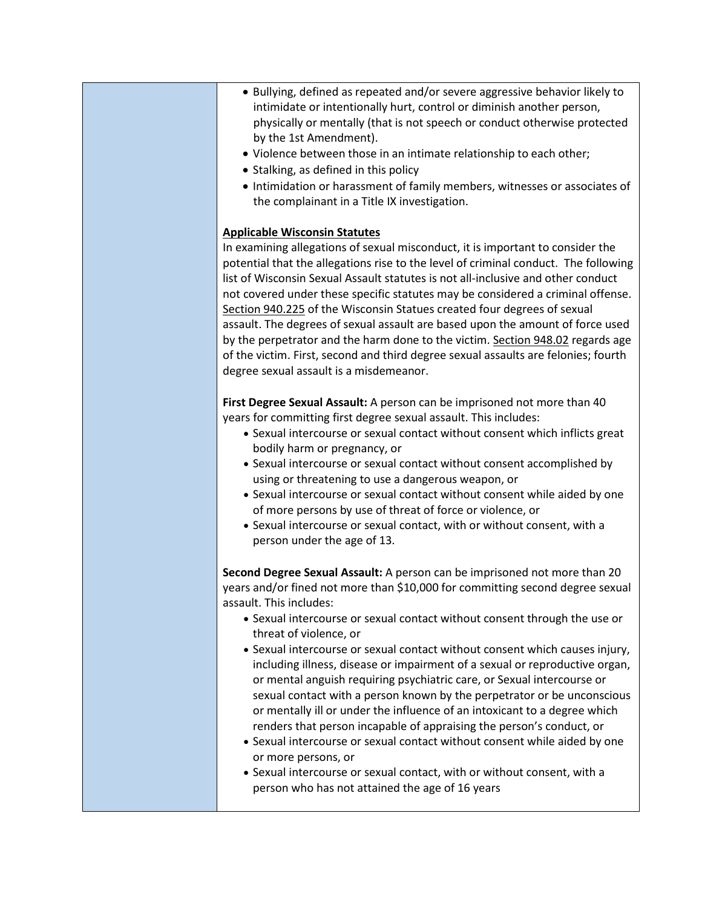- Bullying, defined as repeated and/or severe aggressive behavior likely to intimidate or intentionally hurt, control or diminish another person, physically or mentally (that is not speech or conduct otherwise protected by the 1st Amendment).
- Violence between those in an intimate relationship to each other;
- Stalking, as defined in this policy
- Intimidation or harassment of family members, witnesses or associates of the complainant in a Title IX investigation.

**Applicable Wisconsin Statutes**

In examining allegations of sexual misconduct, it is important to consider the potential that the allegations rise to the level of criminal conduct. The following list of Wisconsin Sexual Assault statutes is not all-inclusive and other conduct not covered under these specific statutes may be considered a criminal offense. Section 940.225 of the Wisconsin Statues created four degrees of sexual assault. The degrees of sexual assault are based upon the amount of force used by the perpetrator and the harm done to the victim. Section 948.02 regards age of the victim. First, second and third degree sexual assaults are felonies; fourth degree sexual assault is a misdemeanor.

**First Degree Sexual Assault:** A person can be imprisoned not more than 40 years for committing first degree sexual assault. This includes:

- Sexual intercourse or sexual contact without consent which inflicts great bodily harm or pregnancy, or
- Sexual intercourse or sexual contact without consent accomplished by using or threatening to use a dangerous weapon, or
- Sexual intercourse or sexual contact without consent while aided by one of more persons by use of threat of force or violence, or
- Sexual intercourse or sexual contact, with or without consent, with a person under the age of 13.

**Second Degree Sexual Assault:** A person can be imprisoned not more than 20 years and/or fined not more than $10,000 for committing second degree sexual assault. This includes:

- Sexual intercourse or sexual contact without consent through the use or threat of violence, or
- Sexual intercourse or sexual contact without consent which causes injury, including illness, disease or impairment of a sexual or reproductive organ, or mental anguish requiring psychiatric care, or Sexual intercourse or sexual contact with a person known by the perpetrator or be unconscious or mentally ill or under the influence of an intoxicant to a degree which renders that person incapable of appraising the person's conduct, or
- Sexual intercourse or sexual contact without consent while aided by one or more persons, or
- Sexual intercourse or sexual contact, with or without consent, with a person who has not attained the age of 16 years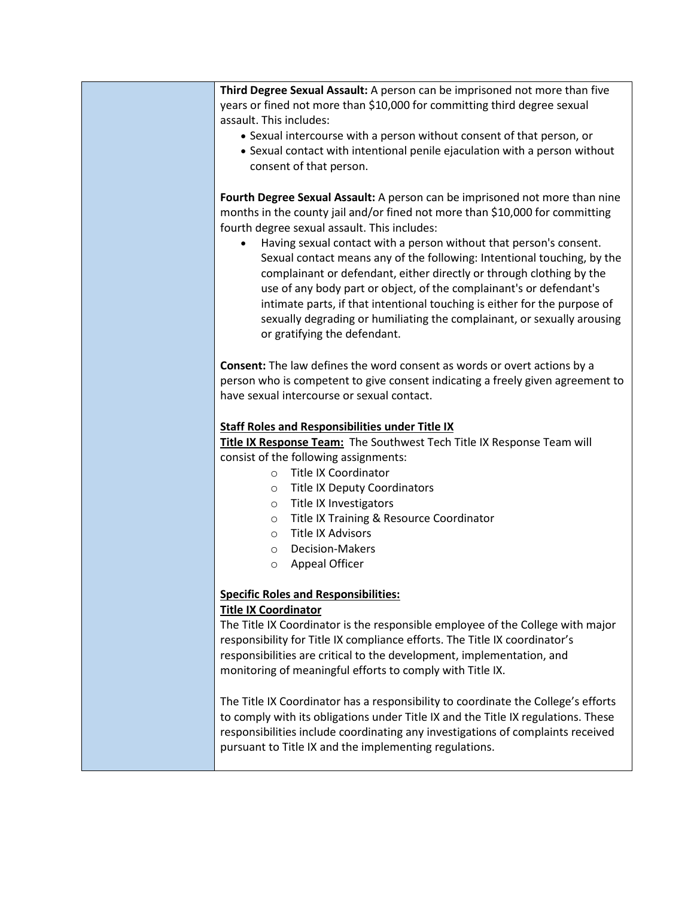**Third Degree Sexual Assault:** A person can be imprisoned not more than five years or fined not more than $10,000 for committing third degree sexual assault. This includes:

- Sexual intercourse with a person without consent of that person, or
- Sexual contact with intentional penile ejaculation with a person without consent of that person.

**Fourth Degree Sexual Assault:** A person can be imprisoned not more than nine months in the county jail and/or fined not more than $10,000 for committing fourth degree sexual assault. This includes:

- Having sexual contact with a person without that person's consent. Sexual contact means any of the following: Intentional touching, by the complainant or defendant, either directly or through clothing by the use of any body part or object, of the complainant's or defendant's intimate parts, if that intentional touching is either for the purpose of sexually degrading or humiliating the complainant, or sexually arousing or gratifying the defendant.

**Consent:** The law defines the word consent as words or overt actions by a person who is competent to give consent indicating a freely given agreement to have sexual intercourse or sexual contact.

**Staff Roles and Responsibilities under Title IX**

**Title IX Response Team:** The Southwest Tech Title IX Response Team will consist of the following assignments:

- Title IX Coordinator
- Title IX Deputy Coordinators
- Title IX Investigators
- Title IX Training & Resource Coordinator
- Title IX Advisors
- Decision-Makers
- Appeal Officer

**Specific Roles and Responsibilities:**

**Title IX Coordinator**

The Title IX Coordinator is the responsible employee of the College with major responsibility for Title IX compliance efforts. The Title IX coordinator's responsibilities are critical to the development, implementation, and monitoring of meaningful efforts to comply with Title IX.

The Title IX Coordinator has a responsibility to coordinate the College's efforts to comply with its obligations under Title IX and the Title IX regulations. These responsibilities include coordinating any investigations of complaints received pursuant to Title IX and the implementing regulations.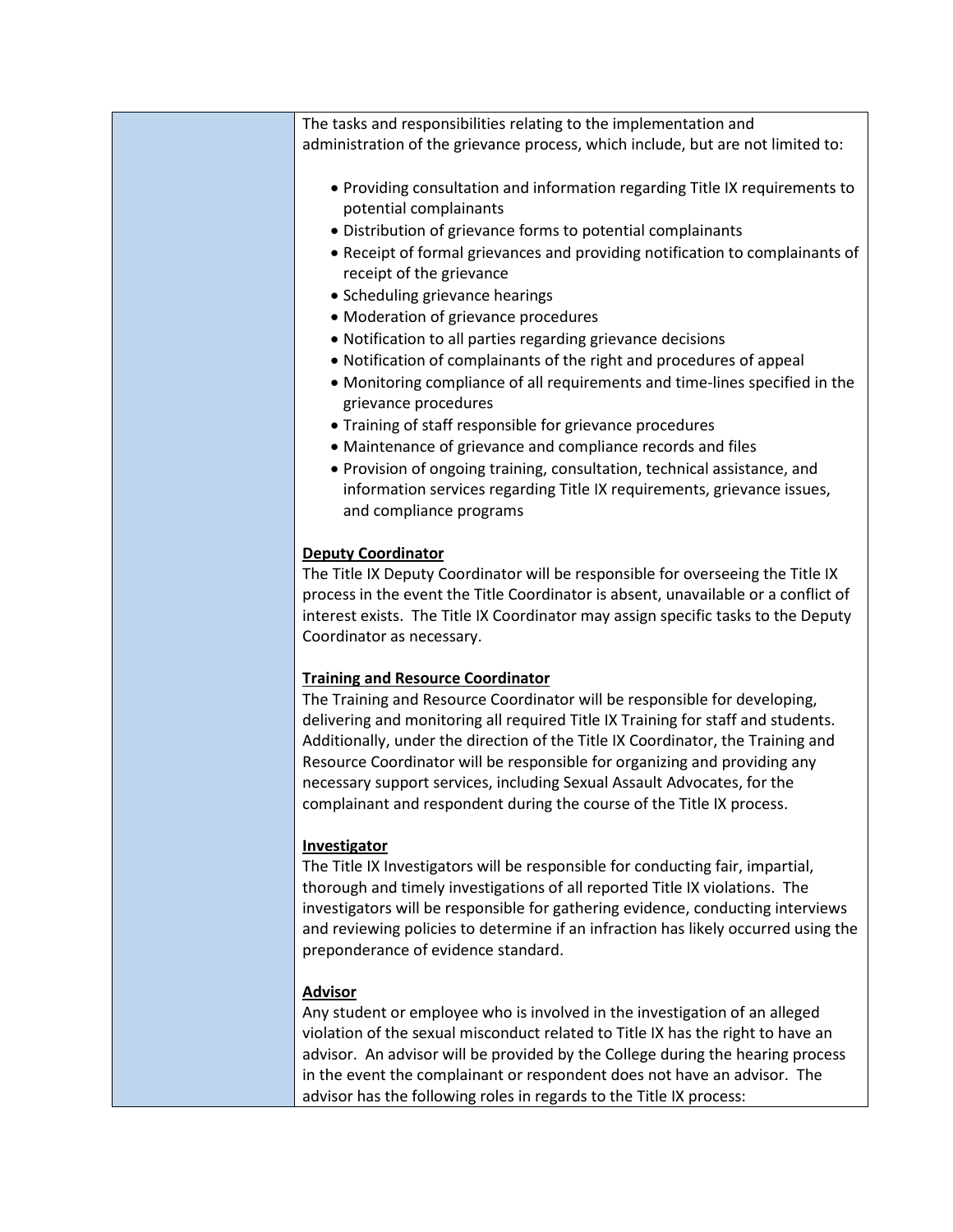The tasks and responsibilities relating to the implementation and administration of the grievance process, which include, but are not limited to:

- Providing consultation and information regarding Title IX requirements to potential complainants
- Distribution of grievance forms to potential complainants
- Receipt of formal grievances and providing notification to complainants of receipt of the grievance
- Scheduling grievance hearings
- Moderation of grievance procedures
- Notification to all parties regarding grievance decisions
- Notification of complainants of the right and procedures of appeal
- Monitoring compliance of all requirements and time-lines specified in the grievance procedures
- Training of staff responsible for grievance procedures
- Maintenance of grievance and compliance records and files
- Provision of ongoing training, consultation, technical assistance, and information services regarding Title IX requirements, grievance issues, and compliance programs

**Deputy Coordinator**

The Title IX Deputy Coordinator will be responsible for overseeing the Title IX process in the event the Title Coordinator is absent, unavailable or a conflict of interest exists. The Title IX Coordinator may assign specific tasks to the Deputy Coordinator as necessary.

**Training and Resource Coordinator**

The Training and Resource Coordinator will be responsible for developing, delivering and monitoring all required Title IX Training for staff and students. Additionally, under the direction of the Title IX Coordinator, the Training and Resource Coordinator will be responsible for organizing and providing any necessary support services, including Sexual Assault Advocates, for the complainant and respondent during the course of the Title IX process.

**Investigator**

The Title IX Investigators will be responsible for conducting fair, impartial, thorough and timely investigations of all reported Title IX violations. The investigators will be responsible for gathering evidence, conducting interviews and reviewing policies to determine if an infraction has likely occurred using the preponderance of evidence standard.

**Advisor**

Any student or employee who is involved in the investigation of an alleged violation of the sexual misconduct related to Title IX has the right to have an advisor. An advisor will be provided by the College during the hearing process in the event the complainant or respondent does not have an advisor. The advisor has the following roles in regards to the Title IX process: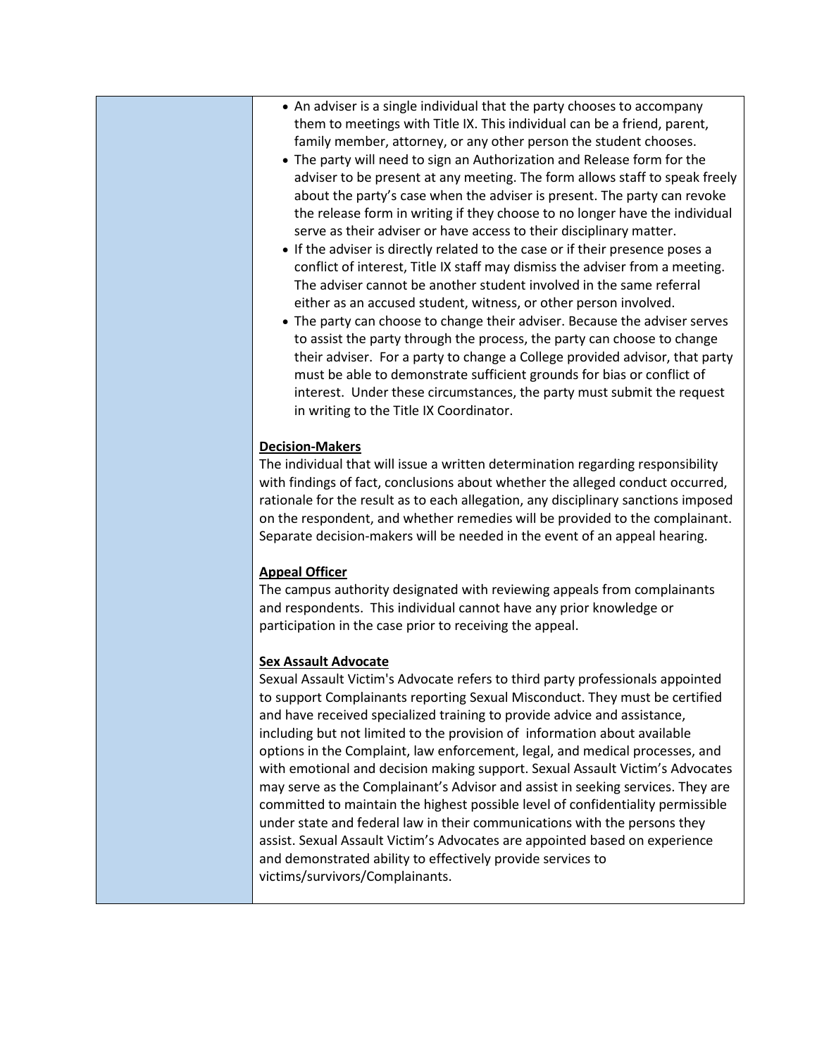- An adviser is a single individual that the party chooses to accompany them to meetings with Title IX. This individual can be a friend, parent, family member, attorney, or any other person the student chooses.
- The party will need to sign an Authorization and Release form for the adviser to be present at any meeting. The form allows staff to speak freely about the party's case when the adviser is present. The party can revoke the release form in writing if they choose to no longer have the individual serve as their adviser or have access to their disciplinary matter.
- If the adviser is directly related to the case or if their presence poses a conflict of interest, Title IX staff may dismiss the adviser from a meeting. The adviser cannot be another student involved in the same referral either as an accused student, witness, or other person involved.
- The party can choose to change their adviser. Because the adviser serves to assist the party through the process, the party can choose to change their adviser. For a party to change a College provided advisor, that party must be able to demonstrate sufficient grounds for bias or conflict of interest. Under these circumstances, the party must submit the request in writing to the Title IX Coordinator.

**Decision-Makers**

The individual that will issue a written determination regarding responsibility with findings of fact, conclusions about whether the alleged conduct occurred, rationale for the result as to each allegation, any disciplinary sanctions imposed on the respondent, and whether remedies will be provided to the complainant. Separate decision-makers will be needed in the event of an appeal hearing.

**Appeal Officer**

The campus authority designated with reviewing appeals from complainants and respondents. This individual cannot have any prior knowledge or participation in the case prior to receiving the appeal.

**Sex Assault Advocate**

Sexual Assault Victim's Advocate refers to third party professionals appointed to support Complainants reporting Sexual Misconduct. They must be certified and have received specialized training to provide advice and assistance, including but not limited to the provision of information about available options in the Complaint, law enforcement, legal, and medical processes, and with emotional and decision making support. Sexual Assault Victim's Advocates may serve as the Complainant's Advisor and assist in seeking services. They are committed to maintain the highest possible level of confidentiality permissible under state and federal law in their communications with the persons they assist. Sexual Assault Victim's Advocates are appointed based on experience and demonstrated ability to effectively provide services to victims/survivors/Complainants.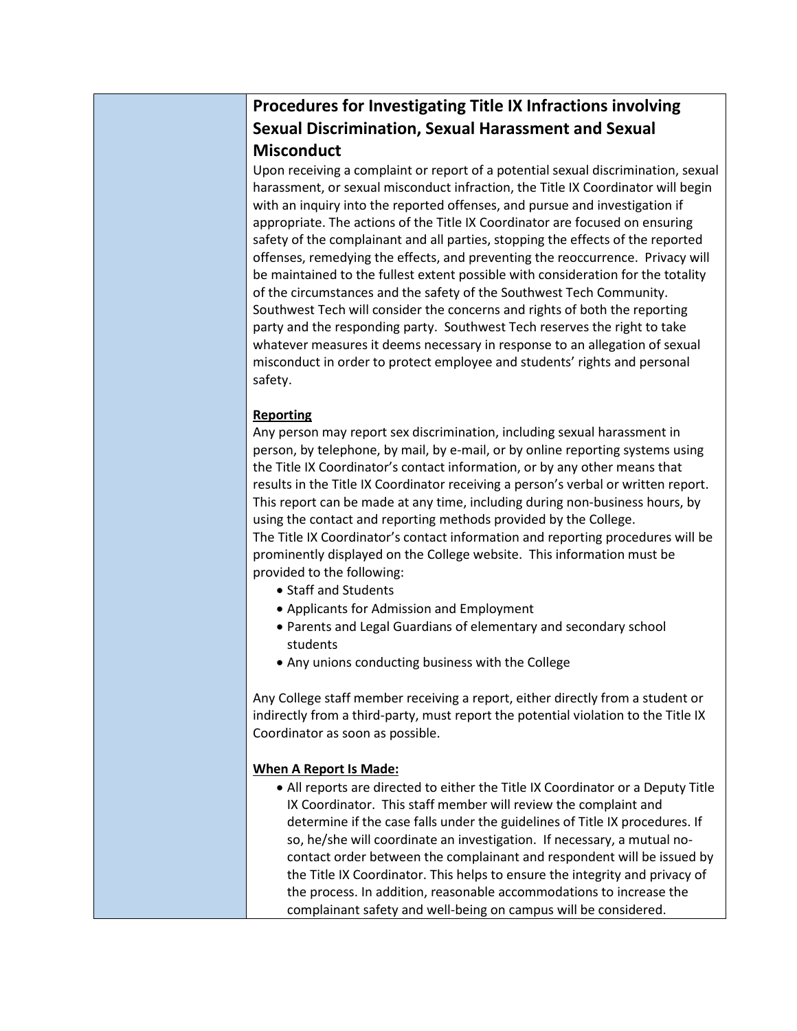## Procedures for Investigating Title IX Infractions involving Sexual Discrimination, Sexual Harassment and Sexual Misconduct

Upon receiving a complaint or report of a potential sexual discrimination, sexual harassment, or sexual misconduct infraction, the Title IX Coordinator will begin with an inquiry into the reported offenses, and pursue and investigation if appropriate. The actions of the Title IX Coordinator are focused on ensuring safety of the complainant and all parties, stopping the effects of the reported offenses, remedying the effects, and preventing the reoccurrence. Privacy will be maintained to the fullest extent possible with consideration for the totality of the circumstances and the safety of the Southwest Tech Community. Southwest Tech will consider the concerns and rights of both the reporting party and the responding party. Southwest Tech reserves the right to take whatever measures it deems necessary in response to an allegation of sexual misconduct in order to protect employee and students' rights and personal safety.

**Reporting**

Any person may report sex discrimination, including sexual harassment in person, by telephone, by mail, by e-mail, or by online reporting systems using the Title IX Coordinator's contact information, or by any other means that results in the Title IX Coordinator receiving a person's verbal or written report. This report can be made at any time, including during non-business hours, by using the contact and reporting methods provided by the College.
The Title IX Coordinator's contact information and reporting procedures will be prominently displayed on the College website. This information must be provided to the following:

- Staff and Students
- Applicants for Admission and Employment
- Parents and Legal Guardians of elementary and secondary school students
- Any unions conducting business with the College

Any College staff member receiving a report, either directly from a student or indirectly from a third-party, must report the potential violation to the Title IX Coordinator as soon as possible.

**When A Report Is Made:**

- All reports are directed to either the Title IX Coordinator or a Deputy Title IX Coordinator. This staff member will review the complaint and determine if the case falls under the guidelines of Title IX procedures. If so, he/she will coordinate an investigation. If necessary, a mutual no-contact order between the complainant and respondent will be issued by the Title IX Coordinator. This helps to ensure the integrity and privacy of the process. In addition, reasonable accommodations to increase the complainant safety and well-being on campus will be considered.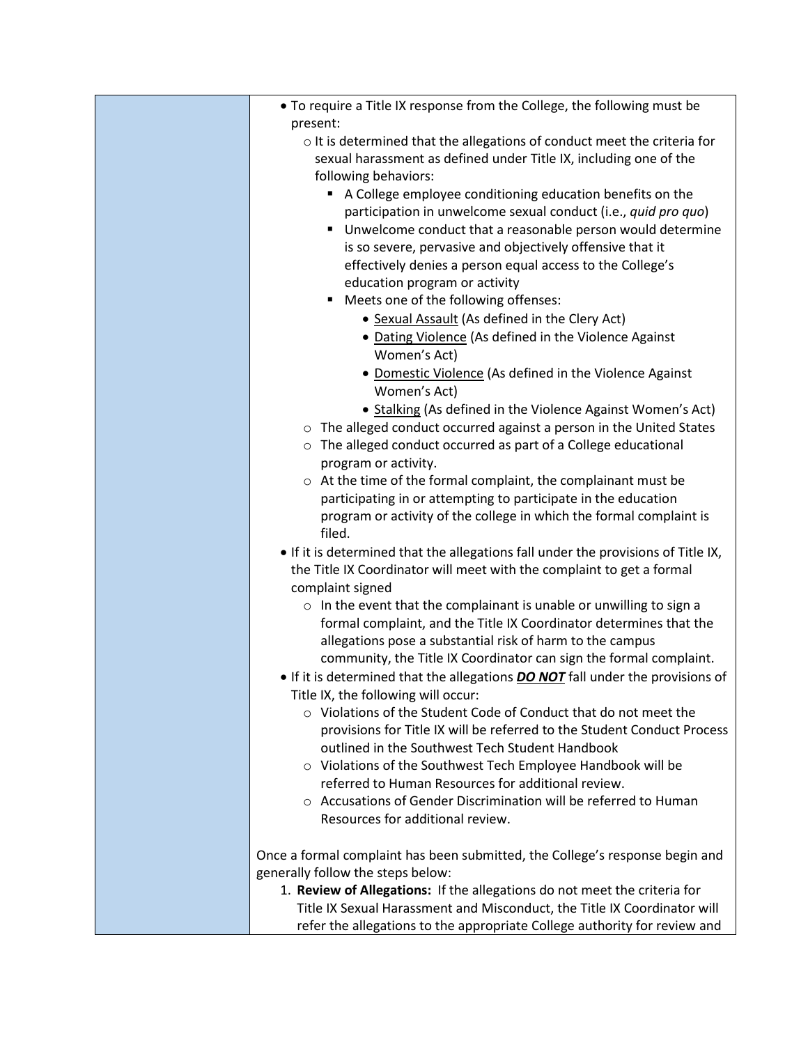- To require a Title IX response from the College, the following must be present:
  - It is determined that the allegations of conduct meet the criteria for sexual harassment as defined under Title IX, including one of the following behaviors:
    - A College employee conditioning education benefits on the participation in unwelcome sexual conduct (i.e., *quid pro quo*)
    - Unwelcome conduct that a reasonable person would determine is so severe, pervasive and objectively offensive that it effectively denies a person equal access to the College's education program or activity
    - Meets one of the following offenses:
      - Sexual Assault (As defined in the Clery Act)
      - Dating Violence (As defined in the Violence Against Women's Act)
      - Domestic Violence (As defined in the Violence Against Women's Act)
      - Stalking (As defined in the Violence Against Women's Act)
  - The alleged conduct occurred against a person in the United States
  - The alleged conduct occurred as part of a College educational program or activity.
  - At the time of the formal complaint, the complainant must be participating in or attempting to participate in the education program or activity of the college in which the formal complaint is filed.
- If it is determined that the allegations fall under the provisions of Title IX, the Title IX Coordinator will meet with the complaint to get a formal complaint signed
  - In the event that the complainant is unable or unwilling to sign a formal complaint, and the Title IX Coordinator determines that the allegations pose a substantial risk of harm to the campus community, the Title IX Coordinator can sign the formal complaint.
- If it is determined that the allegations ***DO NOT*** fall under the provisions of Title IX, the following will occur:
  - Violations of the Student Code of Conduct that do not meet the provisions for Title IX will be referred to the Student Conduct Process outlined in the Southwest Tech Student Handbook
  - Violations of the Southwest Tech Employee Handbook will be referred to Human Resources for additional review.
  - Accusations of Gender Discrimination will be referred to Human Resources for additional review.

Once a formal complaint has been submitted, the College's response begin and generally follow the steps below:

1. **Review of Allegations:** If the allegations do not meet the criteria for Title IX Sexual Harassment and Misconduct, the Title IX Coordinator will refer the allegations to the appropriate College authority for review and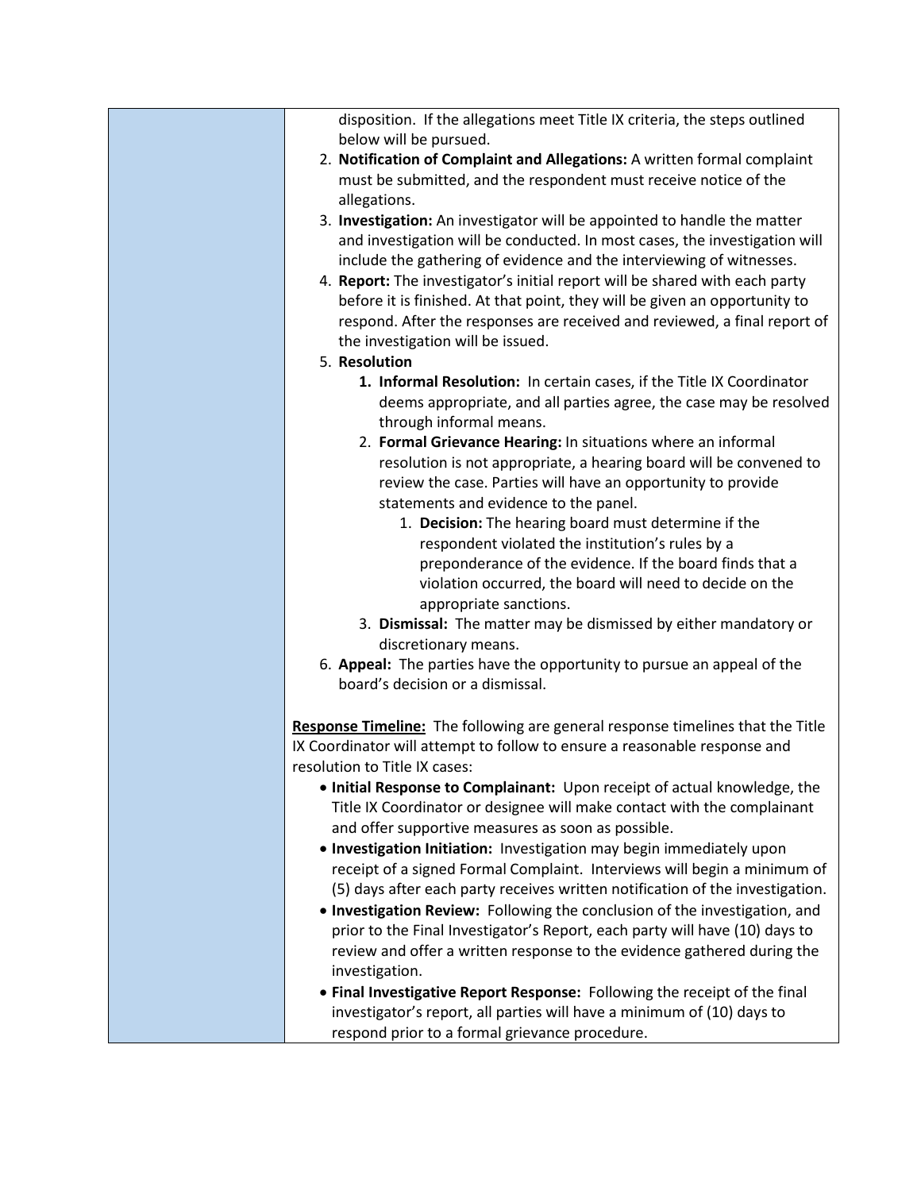disposition. If the allegations meet Title IX criteria, the steps outlined below will be pursued.

2. **Notification of Complaint and Allegations:** A written formal complaint must be submitted, and the respondent must receive notice of the allegations.
3. **Investigation:** An investigator will be appointed to handle the matter and investigation will be conducted. In most cases, the investigation will include the gathering of evidence and the interviewing of witnesses.
4. **Report:** The investigator's initial report will be shared with each party before it is finished. At that point, they will be given an opportunity to respond. After the responses are received and reviewed, a final report of the investigation will be issued.
5. **Resolution**
    1. **Informal Resolution:** In certain cases, if the Title IX Coordinator deems appropriate, and all parties agree, the case may be resolved through informal means.
    2. **Formal Grievance Hearing:** In situations where an informal resolution is not appropriate, a hearing board will be convened to review the case. Parties will have an opportunity to provide statements and evidence to the panel.
        1. **Decision:** The hearing board must determine if the respondent violated the institution's rules by a preponderance of the evidence. If the board finds that a violation occurred, the board will need to decide on the appropriate sanctions.
    3. **Dismissal:** The matter may be dismissed by either mandatory or discretionary means.
6. **Appeal:** The parties have the opportunity to pursue an appeal of the board's decision or a dismissal.

**<u>Response Timeline:</u>** The following are general response timelines that the Title IX Coordinator will attempt to follow to ensure a reasonable response and resolution to Title IX cases:

- **Initial Response to Complainant:** Upon receipt of actual knowledge, the Title IX Coordinator or designee will make contact with the complainant and offer supportive measures as soon as possible.
- **Investigation Initiation:** Investigation may begin immediately upon receipt of a signed Formal Complaint. Interviews will begin a minimum of (5) days after each party receives written notification of the investigation.
- **Investigation Review:** Following the conclusion of the investigation, and prior to the Final Investigator's Report, each party will have (10) days to review and offer a written response to the evidence gathered during the investigation.
- **Final Investigative Report Response:** Following the receipt of the final investigator's report, all parties will have a minimum of (10) days to respond prior to a formal grievance procedure.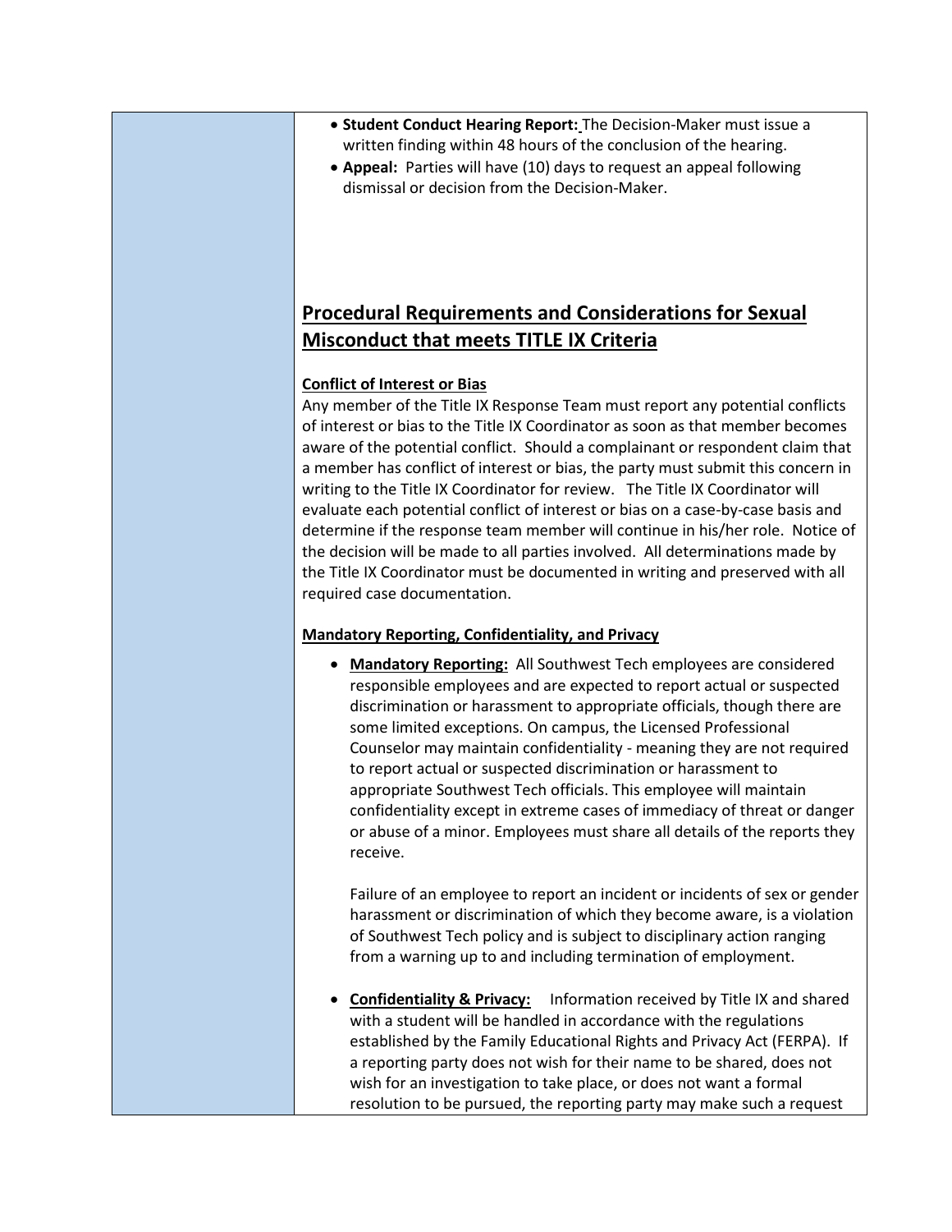- **Student Conduct Hearing Report:** The Decision-Maker must issue a written finding within 48 hours of the conclusion of the hearing.
- **Appeal:** Parties will have (10) days to request an appeal following dismissal or decision from the Decision-Maker.

## Procedural Requirements and Considerations for Sexual Misconduct that meets TITLE IX Criteria

### Conflict of Interest or Bias

Any member of the Title IX Response Team must report any potential conflicts of interest or bias to the Title IX Coordinator as soon as that member becomes aware of the potential conflict. Should a complainant or respondent claim that a member has conflict of interest or bias, the party must submit this concern in writing to the Title IX Coordinator for review. The Title IX Coordinator will evaluate each potential conflict of interest or bias on a case-by-case basis and determine if the response team member will continue in his/her role. Notice of the decision will be made to all parties involved. All determinations made by the Title IX Coordinator must be documented in writing and preserved with all required case documentation.

### Mandatory Reporting, Confidentiality, and Privacy

- **Mandatory Reporting:** All Southwest Tech employees are considered responsible employees and are expected to report actual or suspected discrimination or harassment to appropriate officials, though there are some limited exceptions. On campus, the Licensed Professional Counselor may maintain confidentiality - meaning they are not required to report actual or suspected discrimination or harassment to appropriate Southwest Tech officials. This employee will maintain confidentiality except in extreme cases of immediacy of threat or danger or abuse of a minor. Employees must share all details of the reports they receive.

  Failure of an employee to report an incident or incidents of sex or gender harassment or discrimination of which they become aware, is a violation of Southwest Tech policy and is subject to disciplinary action ranging from a warning up to and including termination of employment.

- **Confidentiality & Privacy:** Information received by Title IX and shared with a student will be handled in accordance with the regulations established by the Family Educational Rights and Privacy Act (FERPA). If a reporting party does not wish for their name to be shared, does not wish for an investigation to take place, or does not want a formal resolution to be pursued, the reporting party may make such a request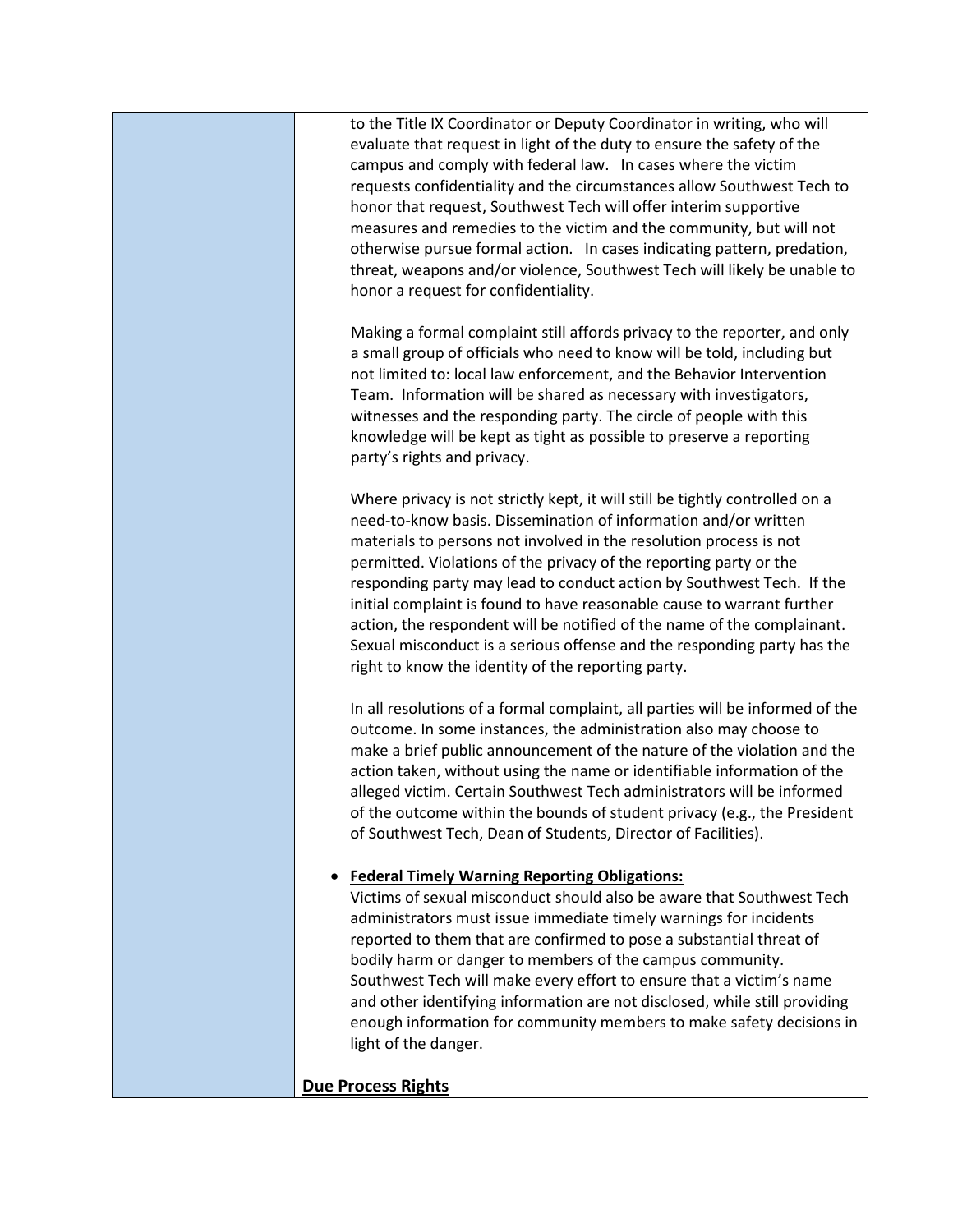to the Title IX Coordinator or Deputy Coordinator in writing, who will evaluate that request in light of the duty to ensure the safety of the campus and comply with federal law. In cases where the victim requests confidentiality and the circumstances allow Southwest Tech to honor that request, Southwest Tech will offer interim supportive measures and remedies to the victim and the community, but will not otherwise pursue formal action. In cases indicating pattern, predation, threat, weapons and/or violence, Southwest Tech will likely be unable to honor a request for confidentiality.

Making a formal complaint still affords privacy to the reporter, and only a small group of officials who need to know will be told, including but not limited to: local law enforcement, and the Behavior Intervention Team. Information will be shared as necessary with investigators, witnesses and the responding party. The circle of people with this knowledge will be kept as tight as possible to preserve a reporting party's rights and privacy.

Where privacy is not strictly kept, it will still be tightly controlled on a need-to-know basis. Dissemination of information and/or written materials to persons not involved in the resolution process is not permitted. Violations of the privacy of the reporting party or the responding party may lead to conduct action by Southwest Tech. If the initial complaint is found to have reasonable cause to warrant further action, the respondent will be notified of the name of the complainant. Sexual misconduct is a serious offense and the responding party has the right to know the identity of the reporting party.

In all resolutions of a formal complaint, all parties will be informed of the outcome. In some instances, the administration also may choose to make a brief public announcement of the nature of the violation and the action taken, without using the name or identifiable information of the alleged victim. Certain Southwest Tech administrators will be informed of the outcome within the bounds of student privacy (e.g., the President of Southwest Tech, Dean of Students, Director of Facilities).

- **Federal Timely Warning Reporting Obligations:**
  Victims of sexual misconduct should also be aware that Southwest Tech administrators must issue immediate timely warnings for incidents reported to them that are confirmed to pose a substantial threat of bodily harm or danger to members of the campus community. Southwest Tech will make every effort to ensure that a victim's name and other identifying information are not disclosed, while still providing enough information for community members to make safety decisions in light of the danger.

**Due Process Rights**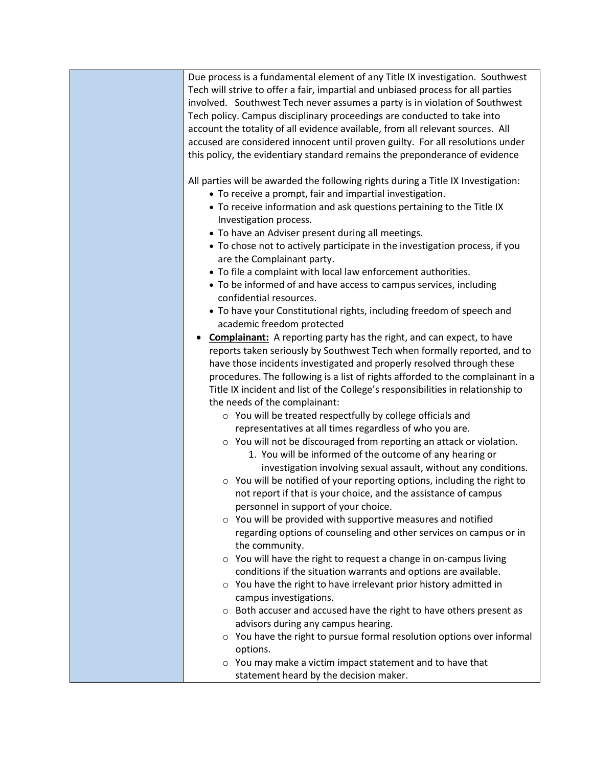Due process is a fundamental element of any Title IX investigation. Southwest Tech will strive to offer a fair, impartial and unbiased process for all parties involved. Southwest Tech never assumes a party is in violation of Southwest Tech policy. Campus disciplinary proceedings are conducted to take into account the totality of all evidence available, from all relevant sources. All accused are considered innocent until proven guilty. For all resolutions under this policy, the evidentiary standard remains the preponderance of evidence

All parties will be awarded the following rights during a Title IX Investigation:

- To receive a prompt, fair and impartial investigation.
- To receive information and ask questions pertaining to the Title IX Investigation process.
- To have an Adviser present during all meetings.
- To chose not to actively participate in the investigation process, if you are the Complainant party.
- To file a complaint with local law enforcement authorities.
- To be informed of and have access to campus services, including confidential resources.
- To have your Constitutional rights, including freedom of speech and academic freedom protected

- **Complainant:** A reporting party has the right, and can expect, to have reports taken seriously by Southwest Tech when formally reported, and to have those incidents investigated and properly resolved through these procedures. The following is a list of rights afforded to the complainant in a Title IX incident and list of the College's responsibilities in relationship to the needs of the complainant:
  - You will be treated respectfully by college officials and representatives at all times regardless of who you are.
  - You will not be discouraged from reporting an attack or violation.
    1. You will be informed of the outcome of any hearing or investigation involving sexual assault, without any conditions.
  - You will be notified of your reporting options, including the right to not report if that is your choice, and the assistance of campus personnel in support of your choice.
  - You will be provided with supportive measures and notified regarding options of counseling and other services on campus or in the community.
  - You will have the right to request a change in on-campus living conditions if the situation warrants and options are available.
  - You have the right to have irrelevant prior history admitted in campus investigations.
  - Both accuser and accused have the right to have others present as advisors during any campus hearing.
  - You have the right to pursue formal resolution options over informal options.
  - You may make a victim impact statement and to have that statement heard by the decision maker.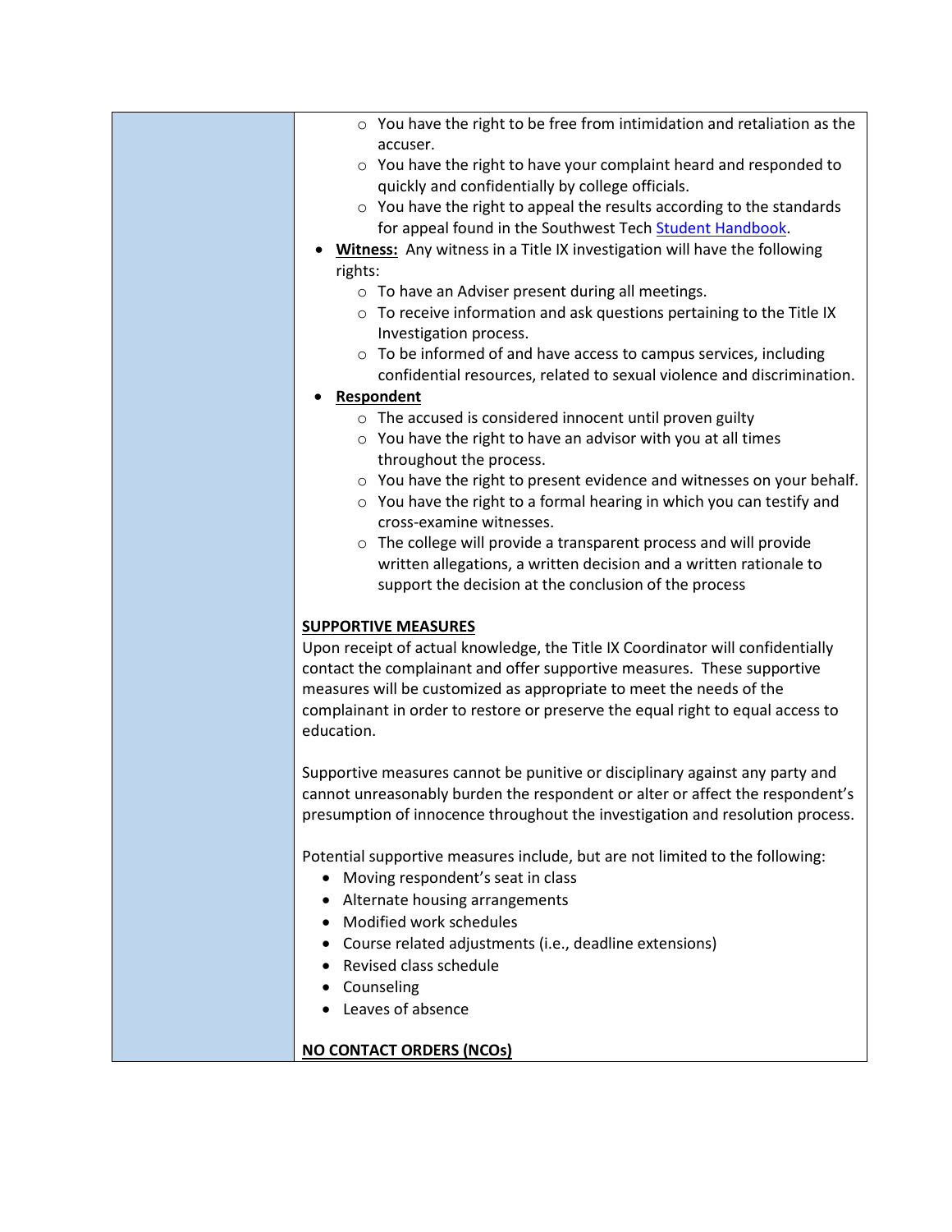- You have the right to be free from intimidation and retaliation as the accuser.
- You have the right to have your complaint heard and responded to quickly and confidentially by college officials.
- You have the right to appeal the results according to the standards for appeal found in the Southwest Tech Student Handbook.

- **Witness:** Any witness in a Title IX investigation will have the following rights:
  - To have an Adviser present during all meetings.
  - To receive information and ask questions pertaining to the Title IX Investigation process.
  - To be informed of and have access to campus services, including confidential resources, related to sexual violence and discrimination.
- **Respondent**
  - The accused is considered innocent until proven guilty
  - You have the right to have an advisor with you at all times throughout the process.
  - You have the right to present evidence and witnesses on your behalf.
  - You have the right to a formal hearing in which you can testify and cross-examine witnesses.
  - The college will provide a transparent process and will provide written allegations, a written decision and a written rationale to support the decision at the conclusion of the process

**SUPPORTIVE MEASURES**

Upon receipt of actual knowledge, the Title IX Coordinator will confidentially contact the complainant and offer supportive measures. These supportive measures will be customized as appropriate to meet the needs of the complainant in order to restore or preserve the equal right to equal access to education.

Supportive measures cannot be punitive or disciplinary against any party and cannot unreasonably burden the respondent or alter or affect the respondent's presumption of innocence throughout the investigation and resolution process.

Potential supportive measures include, but are not limited to the following:

- Moving respondent's seat in class
- Alternate housing arrangements
- Modified work schedules
- Course related adjustments (i.e., deadline extensions)
- Revised class schedule
- Counseling
- Leaves of absence

**NO CONTACT ORDERS (NCOs)**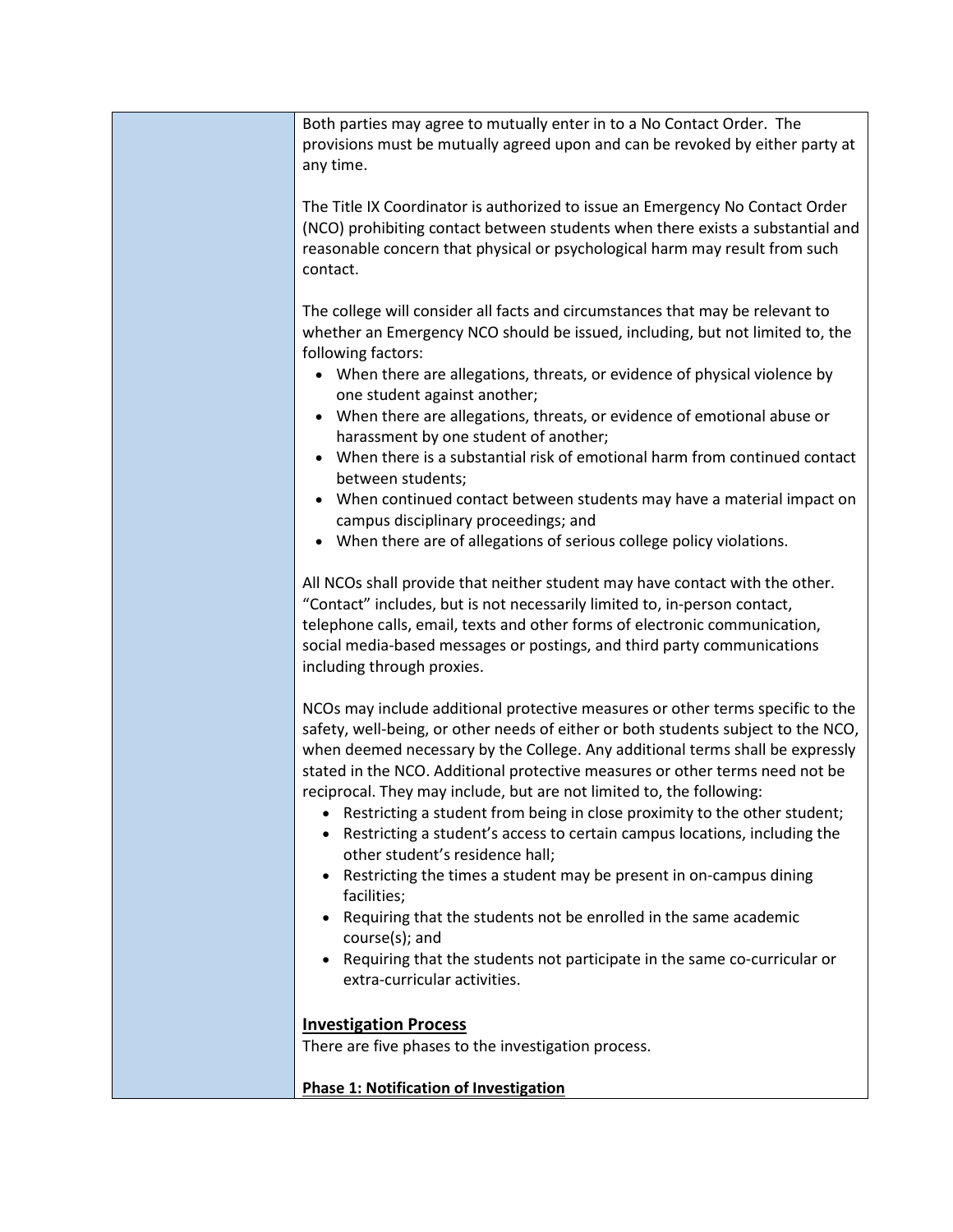Both parties may agree to mutually enter in to a No Contact Order. The provisions must be mutually agreed upon and can be revoked by either party at any time.

The Title IX Coordinator is authorized to issue an Emergency No Contact Order (NCO) prohibiting contact between students when there exists a substantial and reasonable concern that physical or psychological harm may result from such contact.

The college will consider all facts and circumstances that may be relevant to whether an Emergency NCO should be issued, including, but not limited to, the following factors:

- When there are allegations, threats, or evidence of physical violence by one student against another;
- When there are allegations, threats, or evidence of emotional abuse or harassment by one student of another;
- When there is a substantial risk of emotional harm from continued contact between students;
- When continued contact between students may have a material impact on campus disciplinary proceedings; and
- When there are of allegations of serious college policy violations.

All NCOs shall provide that neither student may have contact with the other. "Contact" includes, but is not necessarily limited to, in-person contact, telephone calls, email, texts and other forms of electronic communication, social media-based messages or postings, and third party communications including through proxies.

NCOs may include additional protective measures or other terms specific to the safety, well-being, or other needs of either or both students subject to the NCO, when deemed necessary by the College. Any additional terms shall be expressly stated in the NCO. Additional protective measures or other terms need not be reciprocal. They may include, but are not limited to, the following:

- Restricting a student from being in close proximity to the other student;
- Restricting a student's access to certain campus locations, including the other student's residence hall;
- Restricting the times a student may be present in on-campus dining facilities;
- Requiring that the students not be enrolled in the same academic course(s); and
- Requiring that the students not participate in the same co-curricular or extra-curricular activities.

## Investigation Process

There are five phases to the investigation process.

### Phase 1: Notification of Investigation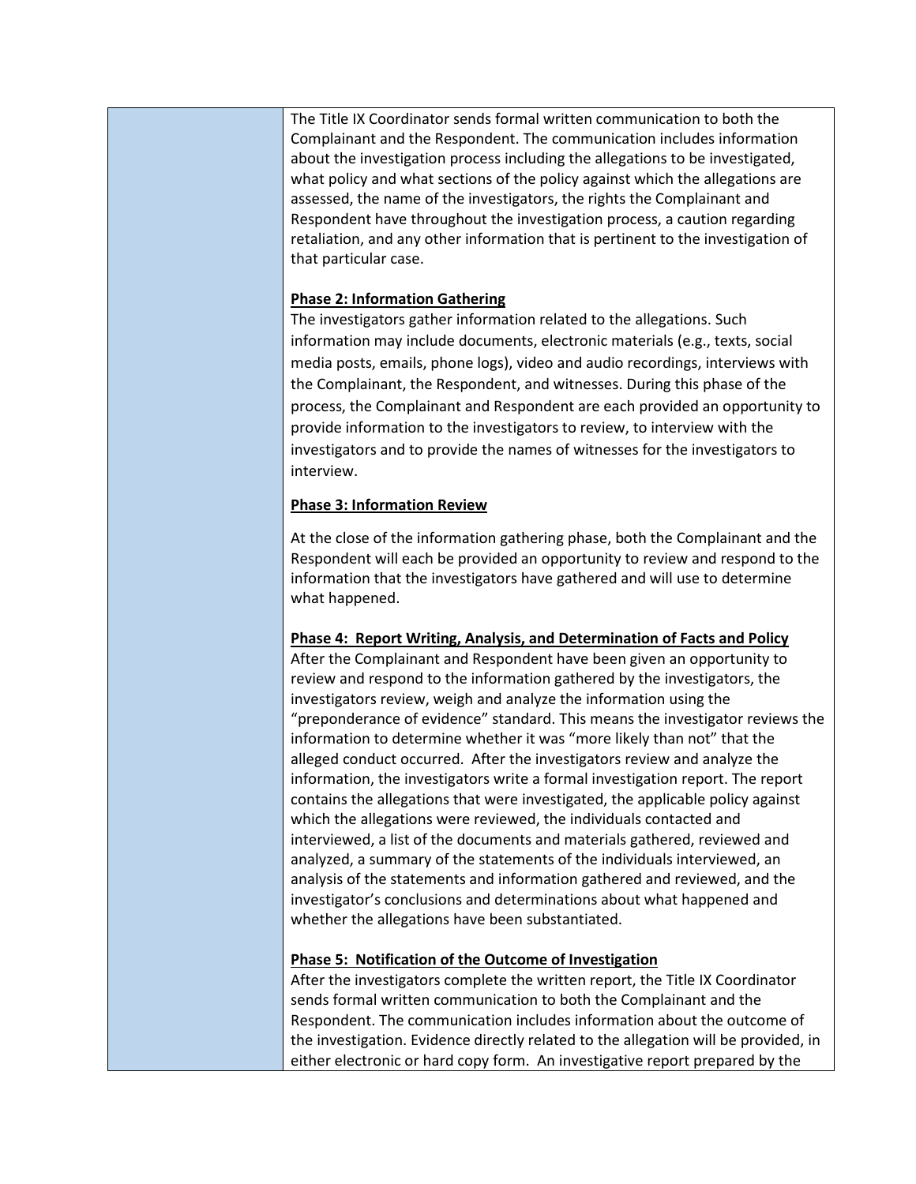The Title IX Coordinator sends formal written communication to both the Complainant and the Respondent. The communication includes information about the investigation process including the allegations to be investigated, what policy and what sections of the policy against which the allegations are assessed, the name of the investigators, the rights the Complainant and Respondent have throughout the investigation process, a caution regarding retaliation, and any other information that is pertinent to the investigation of that particular case.

**Phase 2: Information Gathering**

The investigators gather information related to the allegations. Such information may include documents, electronic materials (e.g., texts, social media posts, emails, phone logs), video and audio recordings, interviews with the Complainant, the Respondent, and witnesses. During this phase of the process, the Complainant and Respondent are each provided an opportunity to provide information to the investigators to review, to interview with the investigators and to provide the names of witnesses for the investigators to interview.

**Phase 3: Information Review**

At the close of the information gathering phase, both the Complainant and the Respondent will each be provided an opportunity to review and respond to the information that the investigators have gathered and will use to determine what happened.

**Phase 4: Report Writing, Analysis, and Determination of Facts and Policy**

After the Complainant and Respondent have been given an opportunity to review and respond to the information gathered by the investigators, the investigators review, weigh and analyze the information using the "preponderance of evidence" standard. This means the investigator reviews the information to determine whether it was "more likely than not" that the alleged conduct occurred. After the investigators review and analyze the information, the investigators write a formal investigation report. The report contains the allegations that were investigated, the applicable policy against which the allegations were reviewed, the individuals contacted and interviewed, a list of the documents and materials gathered, reviewed and analyzed, a summary of the statements of the individuals interviewed, an analysis of the statements and information gathered and reviewed, and the investigator's conclusions and determinations about what happened and whether the allegations have been substantiated.

**Phase 5: Notification of the Outcome of Investigation**

After the investigators complete the written report, the Title IX Coordinator sends formal written communication to both the Complainant and the Respondent. The communication includes information about the outcome of the investigation. Evidence directly related to the allegation will be provided, in either electronic or hard copy form. An investigative report prepared by the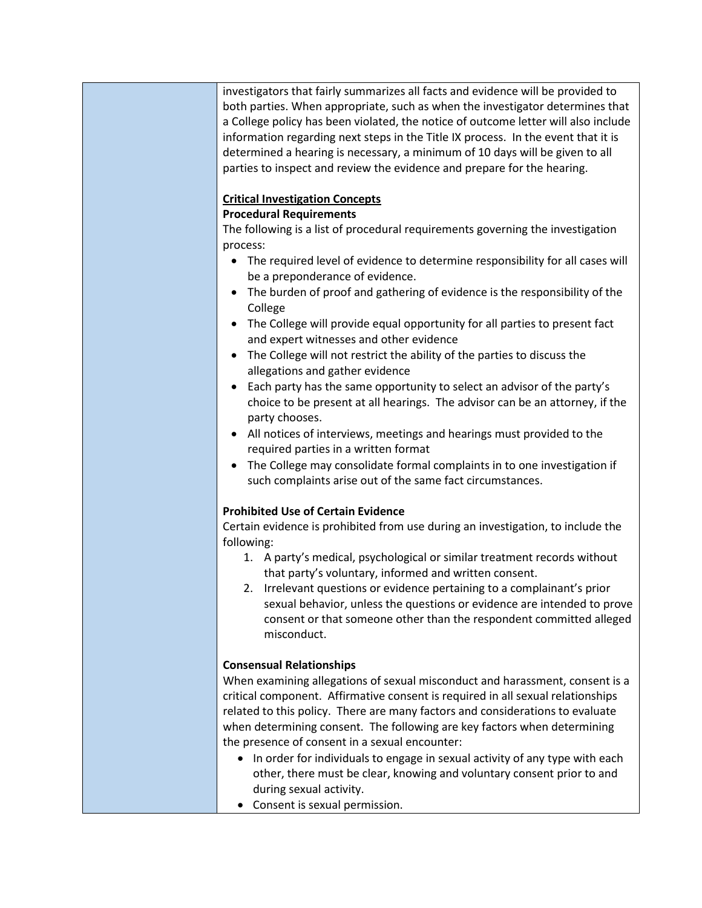investigators that fairly summarizes all facts and evidence will be provided to both parties. When appropriate, such as when the investigator determines that a College policy has been violated, the notice of outcome letter will also include information regarding next steps in the Title IX process. In the event that it is determined a hearing is necessary, a minimum of 10 days will be given to all parties to inspect and review the evidence and prepare for the hearing.

**Critical Investigation Concepts**

**Procedural Requirements**

The following is a list of procedural requirements governing the investigation process:

- The required level of evidence to determine responsibility for all cases will be a preponderance of evidence.
- The burden of proof and gathering of evidence is the responsibility of the College
- The College will provide equal opportunity for all parties to present fact and expert witnesses and other evidence
- The College will not restrict the ability of the parties to discuss the allegations and gather evidence
- Each party has the same opportunity to select an advisor of the party's choice to be present at all hearings. The advisor can be an attorney, if the party chooses.
- All notices of interviews, meetings and hearings must provided to the required parties in a written format
- The College may consolidate formal complaints in to one investigation if such complaints arise out of the same fact circumstances.

**Prohibited Use of Certain Evidence**

Certain evidence is prohibited from use during an investigation, to include the following:

1. A party's medical, psychological or similar treatment records without that party's voluntary, informed and written consent.
2. Irrelevant questions or evidence pertaining to a complainant's prior sexual behavior, unless the questions or evidence are intended to prove consent or that someone other than the respondent committed alleged misconduct.

**Consensual Relationships**

When examining allegations of sexual misconduct and harassment, consent is a critical component. Affirmative consent is required in all sexual relationships related to this policy. There are many factors and considerations to evaluate when determining consent. The following are key factors when determining the presence of consent in a sexual encounter:

- In order for individuals to engage in sexual activity of any type with each other, there must be clear, knowing and voluntary consent prior to and during sexual activity.
- Consent is sexual permission.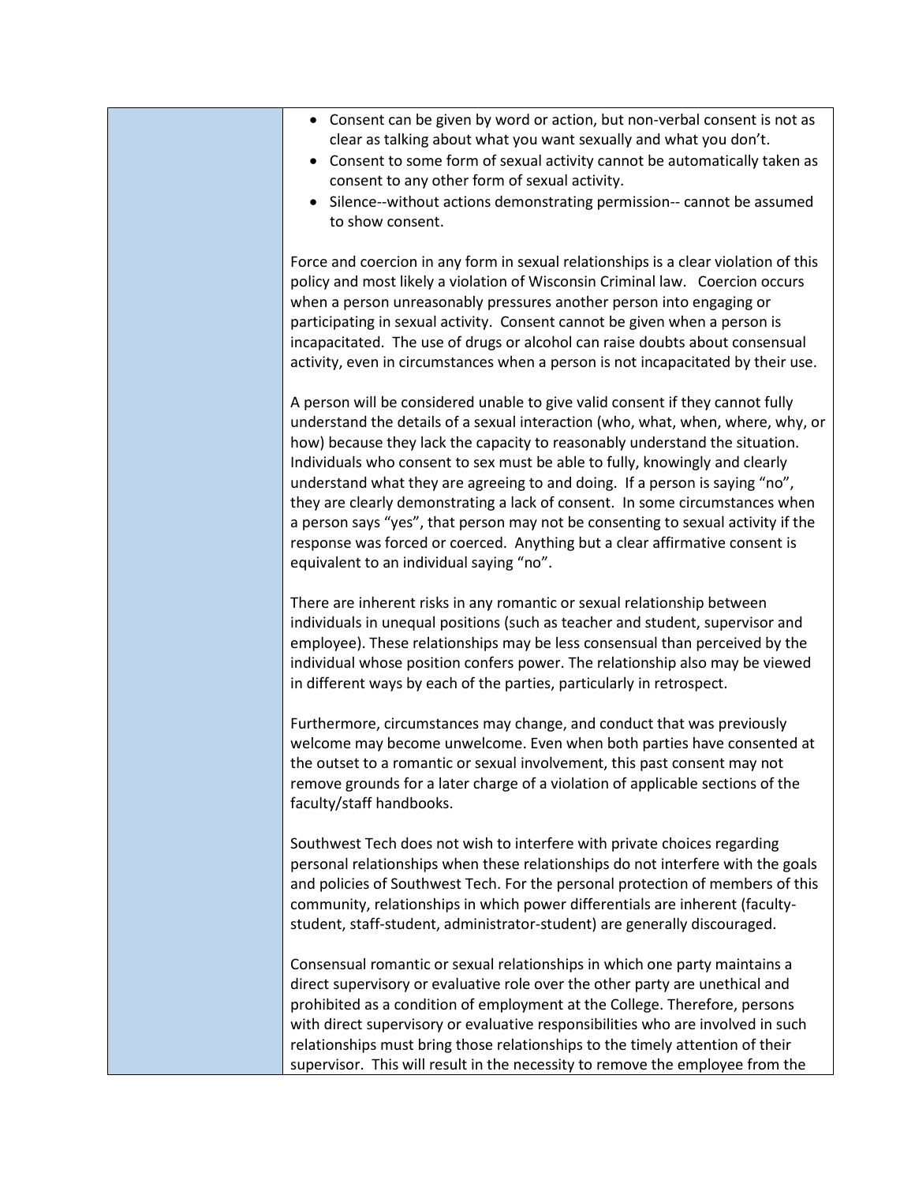- Consent can be given by word or action, but non-verbal consent is not as clear as talking about what you want sexually and what you don't.
- Consent to some form of sexual activity cannot be automatically taken as consent to any other form of sexual activity.
- Silence--without actions demonstrating permission-- cannot be assumed to show consent.

Force and coercion in any form in sexual relationships is a clear violation of this policy and most likely a violation of Wisconsin Criminal law. Coercion occurs when a person unreasonably pressures another person into engaging or participating in sexual activity. Consent cannot be given when a person is incapacitated. The use of drugs or alcohol can raise doubts about consensual activity, even in circumstances when a person is not incapacitated by their use.

A person will be considered unable to give valid consent if they cannot fully understand the details of a sexual interaction (who, what, when, where, why, or how) because they lack the capacity to reasonably understand the situation. Individuals who consent to sex must be able to fully, knowingly and clearly understand what they are agreeing to and doing. If a person is saying "no", they are clearly demonstrating a lack of consent. In some circumstances when a person says "yes", that person may not be consenting to sexual activity if the response was forced or coerced. Anything but a clear affirmative consent is equivalent to an individual saying "no".

There are inherent risks in any romantic or sexual relationship between individuals in unequal positions (such as teacher and student, supervisor and employee). These relationships may be less consensual than perceived by the individual whose position confers power. The relationship also may be viewed in different ways by each of the parties, particularly in retrospect.

Furthermore, circumstances may change, and conduct that was previously welcome may become unwelcome. Even when both parties have consented at the outset to a romantic or sexual involvement, this past consent may not remove grounds for a later charge of a violation of applicable sections of the faculty/staff handbooks.

Southwest Tech does not wish to interfere with private choices regarding personal relationships when these relationships do not interfere with the goals and policies of Southwest Tech. For the personal protection of members of this community, relationships in which power differentials are inherent (faculty-student, staff-student, administrator-student) are generally discouraged.

Consensual romantic or sexual relationships in which one party maintains a direct supervisory or evaluative role over the other party are unethical and prohibited as a condition of employment at the College. Therefore, persons with direct supervisory or evaluative responsibilities who are involved in such relationships must bring those relationships to the timely attention of their supervisor. This will result in the necessity to remove the employee from the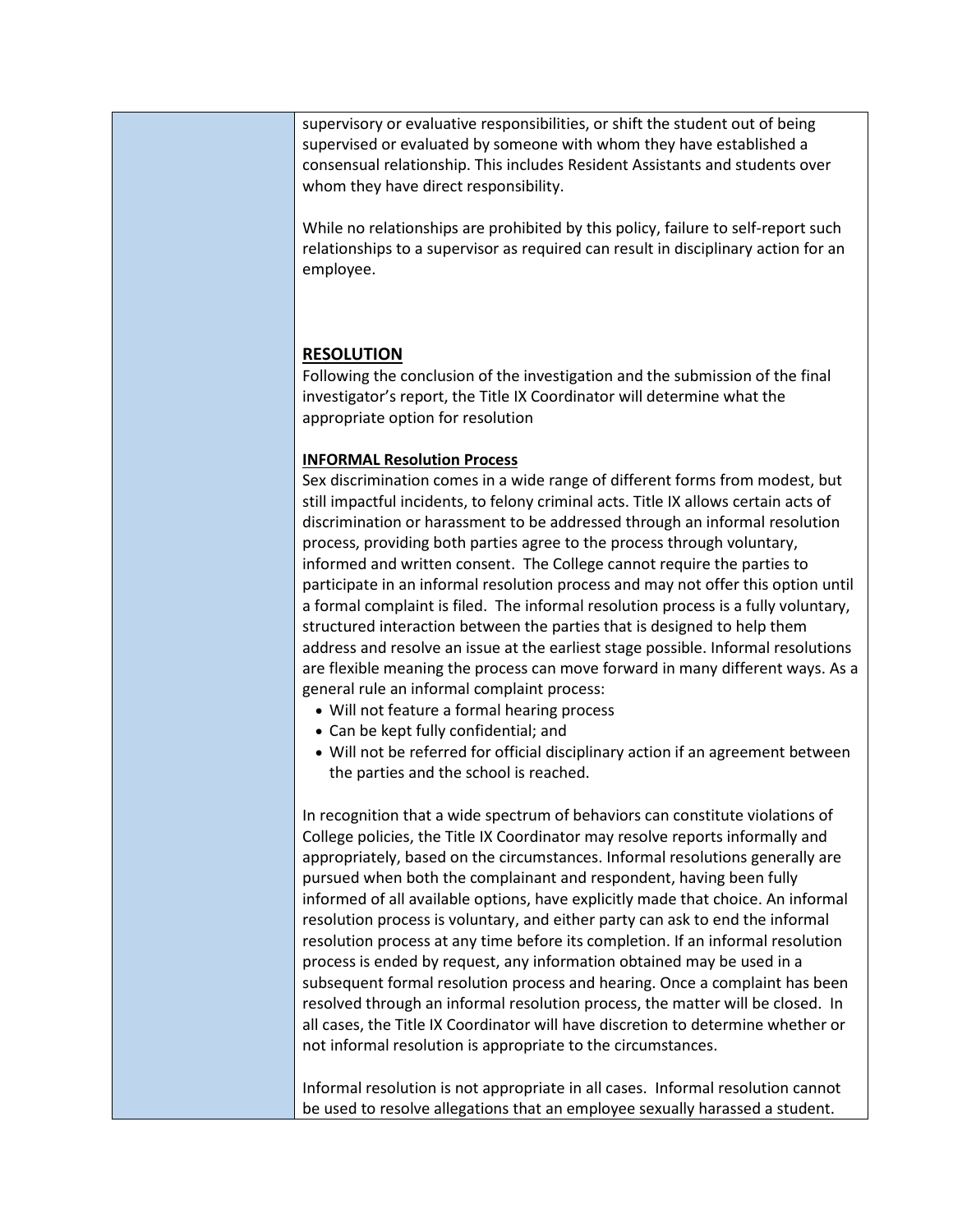supervisory or evaluative responsibilities, or shift the student out of being supervised or evaluated by someone with whom they have established a consensual relationship. This includes Resident Assistants and students over whom they have direct responsibility.

While no relationships are prohibited by this policy, failure to self-report such relationships to a supervisor as required can result in disciplinary action for an employee.

## RESOLUTION

Following the conclusion of the investigation and the submission of the final investigator's report, the Title IX Coordinator will determine what the appropriate option for resolution

### INFORMAL Resolution Process

Sex discrimination comes in a wide range of different forms from modest, but still impactful incidents, to felony criminal acts. Title IX allows certain acts of discrimination or harassment to be addressed through an informal resolution process, providing both parties agree to the process through voluntary, informed and written consent. The College cannot require the parties to participate in an informal resolution process and may not offer this option until a formal complaint is filed. The informal resolution process is a fully voluntary, structured interaction between the parties that is designed to help them address and resolve an issue at the earliest stage possible. Informal resolutions are flexible meaning the process can move forward in many different ways. As a general rule an informal complaint process:

- Will not feature a formal hearing process
- Can be kept fully confidential; and
- Will not be referred for official disciplinary action if an agreement between the parties and the school is reached.

In recognition that a wide spectrum of behaviors can constitute violations of College policies, the Title IX Coordinator may resolve reports informally and appropriately, based on the circumstances. Informal resolutions generally are pursued when both the complainant and respondent, having been fully informed of all available options, have explicitly made that choice. An informal resolution process is voluntary, and either party can ask to end the informal resolution process at any time before its completion. If an informal resolution process is ended by request, any information obtained may be used in a subsequent formal resolution process and hearing. Once a complaint has been resolved through an informal resolution process, the matter will be closed. In all cases, the Title IX Coordinator will have discretion to determine whether or not informal resolution is appropriate to the circumstances.

Informal resolution is not appropriate in all cases. Informal resolution cannot be used to resolve allegations that an employee sexually harassed a student.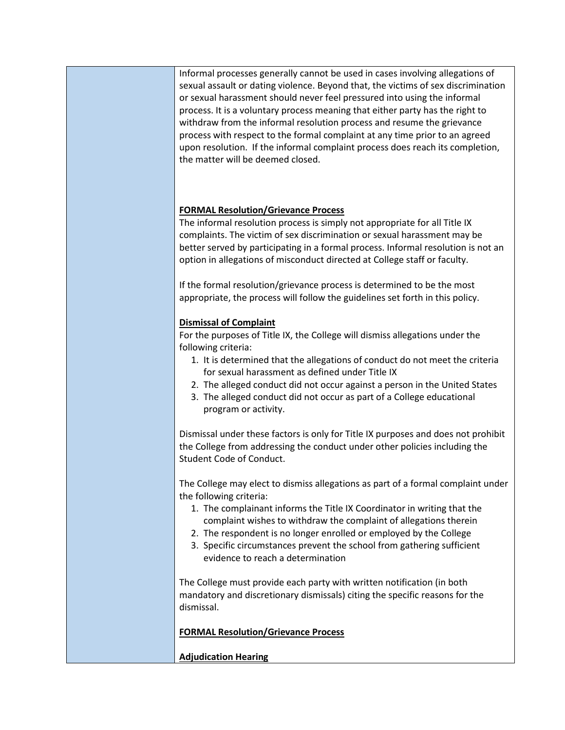Informal processes generally cannot be used in cases involving allegations of sexual assault or dating violence. Beyond that, the victims of sex discrimination or sexual harassment should never feel pressured into using the informal process. It is a voluntary process meaning that either party has the right to withdraw from the informal resolution process and resume the grievance process with respect to the formal complaint at any time prior to an agreed upon resolution. If the informal complaint process does reach its completion, the matter will be deemed closed.

**FORMAL Resolution/Grievance Process**

The informal resolution process is simply not appropriate for all Title IX complaints. The victim of sex discrimination or sexual harassment may be better served by participating in a formal process. Informal resolution is not an option in allegations of misconduct directed at College staff or faculty.

If the formal resolution/grievance process is determined to be the most appropriate, the process will follow the guidelines set forth in this policy.

**Dismissal of Complaint**

For the purposes of Title IX, the College will dismiss allegations under the following criteria:

1. It is determined that the allegations of conduct do not meet the criteria for sexual harassment as defined under Title IX
2. The alleged conduct did not occur against a person in the United States
3. The alleged conduct did not occur as part of a College educational program or activity.

Dismissal under these factors is only for Title IX purposes and does not prohibit the College from addressing the conduct under other policies including the Student Code of Conduct.

The College may elect to dismiss allegations as part of a formal complaint under the following criteria:

1. The complainant informs the Title IX Coordinator in writing that the complaint wishes to withdraw the complaint of allegations therein
2. The respondent is no longer enrolled or employed by the College
3. Specific circumstances prevent the school from gathering sufficient evidence to reach a determination

The College must provide each party with written notification (in both mandatory and discretionary dismissals) citing the specific reasons for the dismissal.

**FORMAL Resolution/Grievance Process**

**Adjudication Hearing**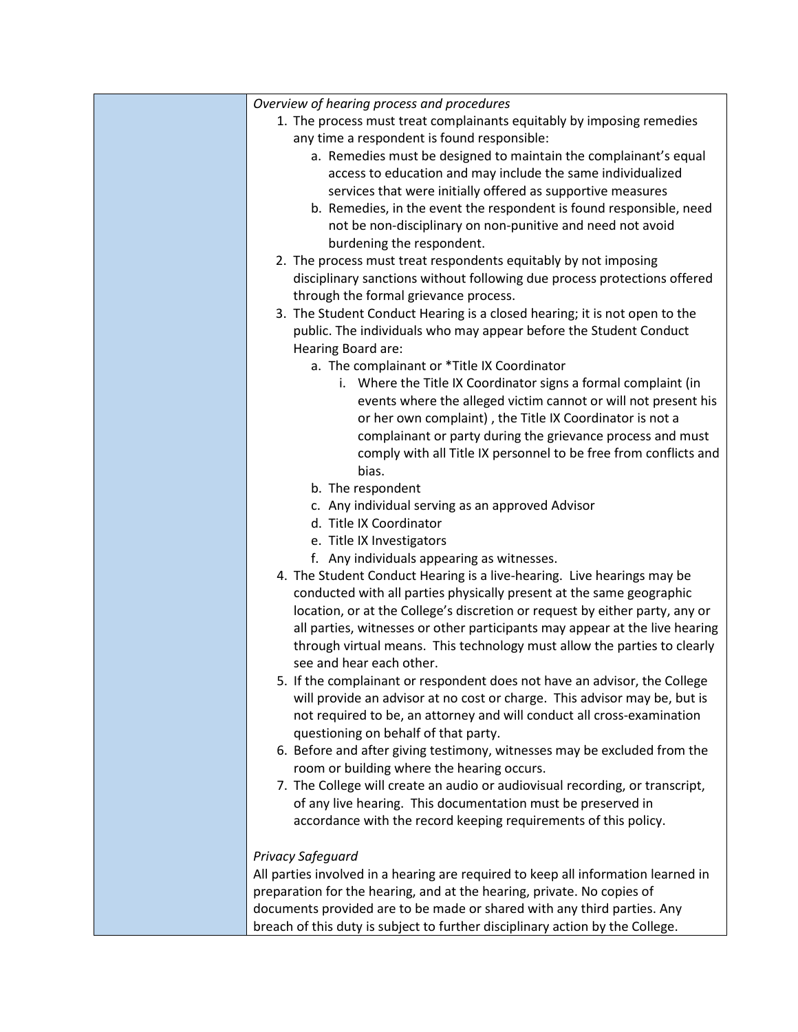*Overview of hearing process and procedures*

1. The process must treat complainants equitably by imposing remedies any time a respondent is found responsible:
   a. Remedies must be designed to maintain the complainant's equal access to education and may include the same individualized services that were initially offered as supportive measures
   b. Remedies, in the event the respondent is found responsible, need not be non-disciplinary on non-punitive and need not avoid burdening the respondent.
2. The process must treat respondents equitably by not imposing disciplinary sanctions without following due process protections offered through the formal grievance process.
3. The Student Conduct Hearing is a closed hearing; it is not open to the public. The individuals who may appear before the Student Conduct Hearing Board are:
   a. The complainant or *Title IX Coordinator
      i. Where the Title IX Coordinator signs a formal complaint (in events where the alleged victim cannot or will not present his or her own complaint) , the Title IX Coordinator is not a complainant or party during the grievance process and must comply with all Title IX personnel to be free from conflicts and bias.
   b. The respondent
   c. Any individual serving as an approved Advisor
   d. Title IX Coordinator
   e. Title IX Investigators
   f. Any individuals appearing as witnesses.
4. The Student Conduct Hearing is a live-hearing. Live hearings may be conducted with all parties physically present at the same geographic location, or at the College's discretion or request by either party, any or all parties, witnesses or other participants may appear at the live hearing through virtual means. This technology must allow the parties to clearly see and hear each other.
5. If the complainant or respondent does not have an advisor, the College will provide an advisor at no cost or charge. This advisor may be, but is not required to be, an attorney and will conduct all cross-examination questioning on behalf of that party.
6. Before and after giving testimony, witnesses may be excluded from the room or building where the hearing occurs.
7. The College will create an audio or audiovisual recording, or transcript, of any live hearing. This documentation must be preserved in accordance with the record keeping requirements of this policy.

*Privacy Safeguard*

All parties involved in a hearing are required to keep all information learned in preparation for the hearing, and at the hearing, private. No copies of documents provided are to be made or shared with any third parties. Any breach of this duty is subject to further disciplinary action by the College.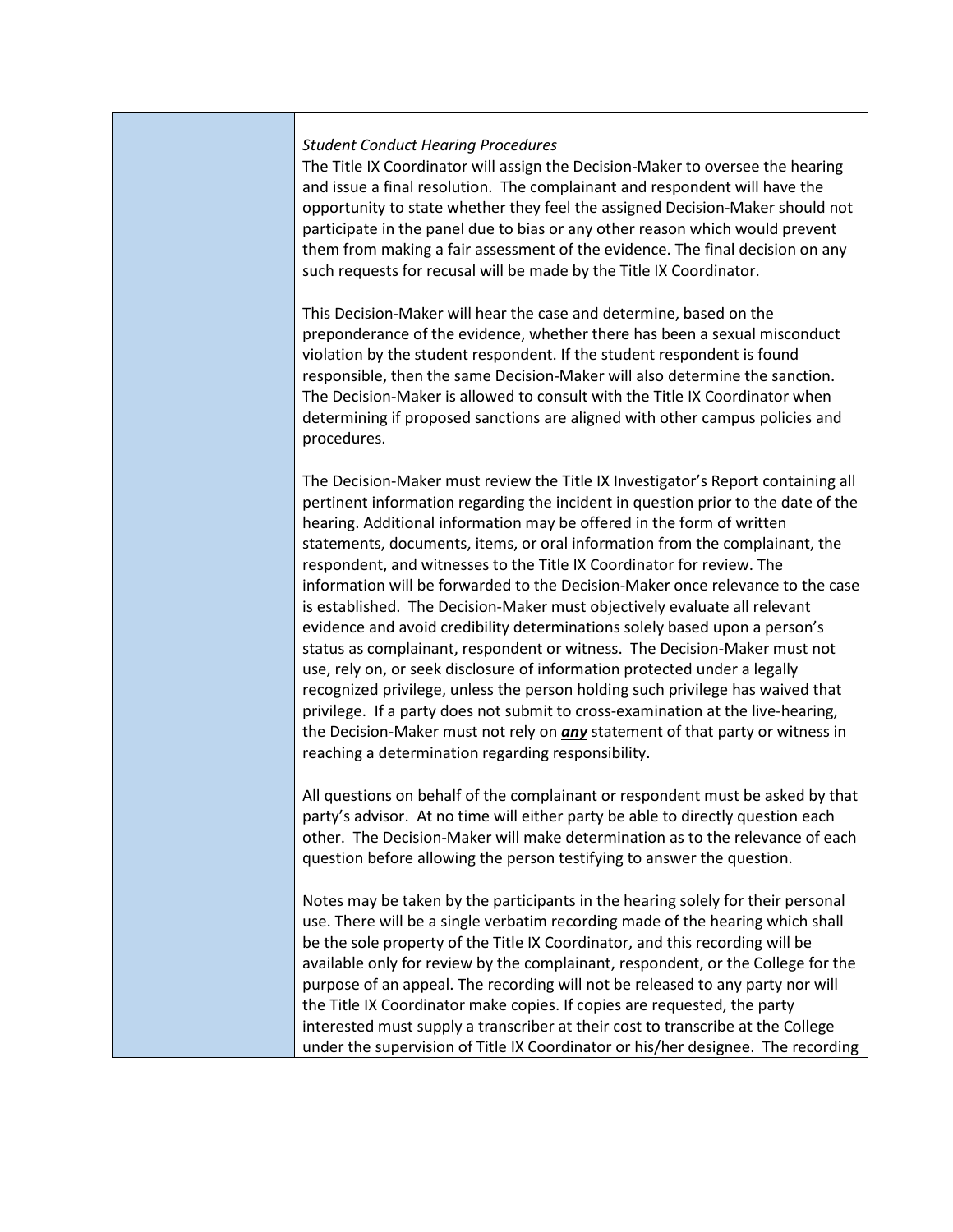*Student Conduct Hearing Procedures*
The Title IX Coordinator will assign the Decision-Maker to oversee the hearing and issue a final resolution. The complainant and respondent will have the opportunity to state whether they feel the assigned Decision-Maker should not participate in the panel due to bias or any other reason which would prevent them from making a fair assessment of the evidence. The final decision on any such requests for recusal will be made by the Title IX Coordinator.

This Decision-Maker will hear the case and determine, based on the preponderance of the evidence, whether there has been a sexual misconduct violation by the student respondent. If the student respondent is found responsible, then the same Decision-Maker will also determine the sanction. The Decision-Maker is allowed to consult with the Title IX Coordinator when determining if proposed sanctions are aligned with other campus policies and procedures.

The Decision-Maker must review the Title IX Investigator's Report containing all pertinent information regarding the incident in question prior to the date of the hearing. Additional information may be offered in the form of written statements, documents, items, or oral information from the complainant, the respondent, and witnesses to the Title IX Coordinator for review. The information will be forwarded to the Decision-Maker once relevance to the case is established. The Decision-Maker must objectively evaluate all relevant evidence and avoid credibility determinations solely based upon a person's status as complainant, respondent or witness. The Decision-Maker must not use, rely on, or seek disclosure of information protected under a legally recognized privilege, unless the person holding such privilege has waived that privilege. If a party does not submit to cross-examination at the live-hearing, the Decision-Maker must not rely on ***any*** statement of that party or witness in reaching a determination regarding responsibility.

All questions on behalf of the complainant or respondent must be asked by that party's advisor. At no time will either party be able to directly question each other. The Decision-Maker will make determination as to the relevance of each question before allowing the person testifying to answer the question.

Notes may be taken by the participants in the hearing solely for their personal use. There will be a single verbatim recording made of the hearing which shall be the sole property of the Title IX Coordinator, and this recording will be available only for review by the complainant, respondent, or the College for the purpose of an appeal. The recording will not be released to any party nor will the Title IX Coordinator make copies. If copies are requested, the party interested must supply a transcriber at their cost to transcribe at the College under the supervision of Title IX Coordinator or his/her designee. The recording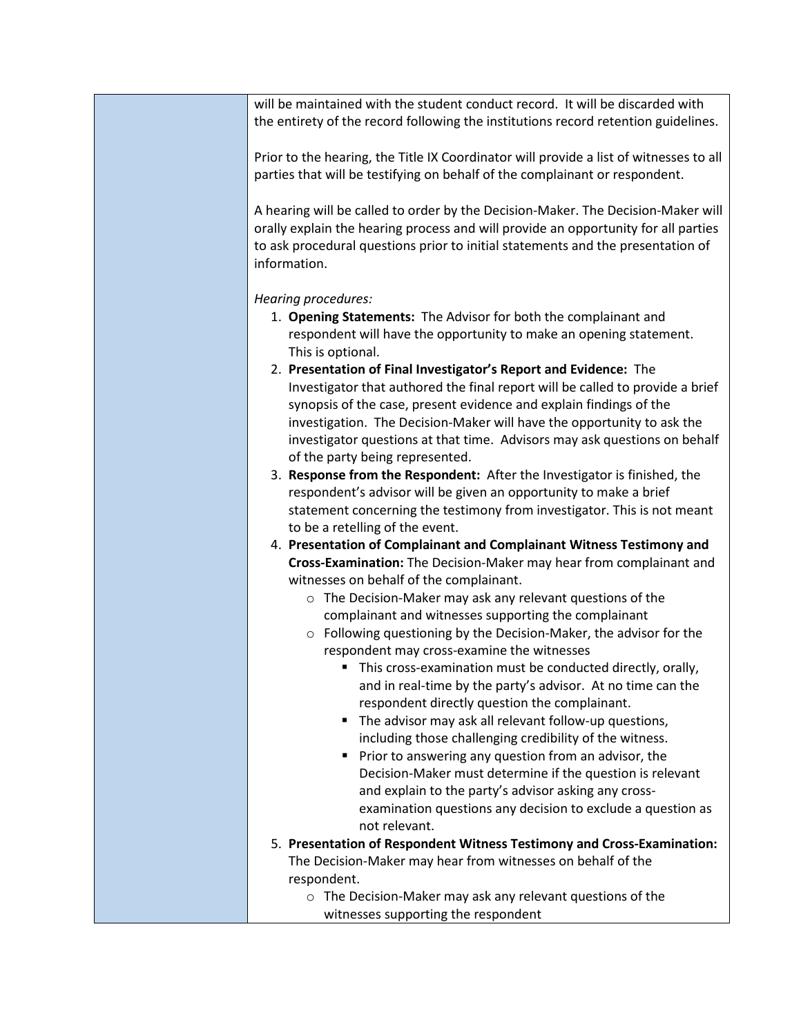will be maintained with the student conduct record. It will be discarded with the entirety of the record following the institutions record retention guidelines.

Prior to the hearing, the Title IX Coordinator will provide a list of witnesses to all parties that will be testifying on behalf of the complainant or respondent.

A hearing will be called to order by the Decision-Maker. The Decision-Maker will orally explain the hearing process and will provide an opportunity for all parties to ask procedural questions prior to initial statements and the presentation of information.

*Hearing procedures:*

1. **Opening Statements:** The Advisor for both the complainant and respondent will have the opportunity to make an opening statement. This is optional.
2. **Presentation of Final Investigator's Report and Evidence:** The Investigator that authored the final report will be called to provide a brief synopsis of the case, present evidence and explain findings of the investigation. The Decision-Maker will have the opportunity to ask the investigator questions at that time. Advisors may ask questions on behalf of the party being represented.
3. **Response from the Respondent:** After the Investigator is finished, the respondent's advisor will be given an opportunity to make a brief statement concerning the testimony from investigator. This is not meant to be a retelling of the event.
4. **Presentation of Complainant and Complainant Witness Testimony and Cross-Examination:** The Decision-Maker may hear from complainant and witnesses on behalf of the complainant.
   - The Decision-Maker may ask any relevant questions of the complainant and witnesses supporting the complainant
   - Following questioning by the Decision-Maker, the advisor for the respondent may cross-examine the witnesses
     - This cross-examination must be conducted directly, orally, and in real-time by the party's advisor. At no time can the respondent directly question the complainant.
     - The advisor may ask all relevant follow-up questions, including those challenging credibility of the witness.
     - Prior to answering any question from an advisor, the Decision-Maker must determine if the question is relevant and explain to the party's advisor asking any cross-examination questions any decision to exclude a question as not relevant.
5. **Presentation of Respondent Witness Testimony and Cross-Examination:** The Decision-Maker may hear from witnesses on behalf of the respondent.
   - The Decision-Maker may ask any relevant questions of the witnesses supporting the respondent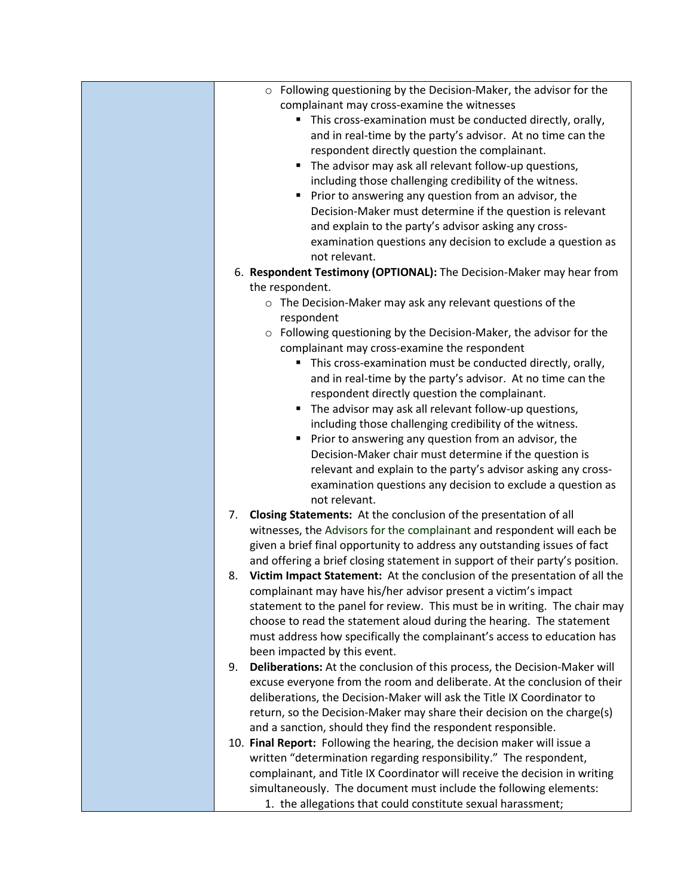- Following questioning by the Decision-Maker, the advisor for the complainant may cross-examine the witnesses
  - This cross-examination must be conducted directly, orally, and in real-time by the party's advisor. At no time can the respondent directly question the complainant.
  - The advisor may ask all relevant follow-up questions, including those challenging credibility of the witness.
  - Prior to answering any question from an advisor, the Decision-Maker must determine if the question is relevant and explain to the party's advisor asking any cross-examination questions any decision to exclude a question as not relevant.

6. **Respondent Testimony (OPTIONAL):** The Decision-Maker may hear from the respondent.
   - The Decision-Maker may ask any relevant questions of the respondent
   - Following questioning by the Decision-Maker, the advisor for the complainant may cross-examine the respondent
     - This cross-examination must be conducted directly, orally, and in real-time by the party's advisor. At no time can the respondent directly question the complainant.
     - The advisor may ask all relevant follow-up questions, including those challenging credibility of the witness.
     - Prior to answering any question from an advisor, the Decision-Maker chair must determine if the question is relevant and explain to the party's advisor asking any cross-examination questions any decision to exclude a question as not relevant.
7. **Closing Statements:** At the conclusion of the presentation of all witnesses, the Advisors for the complainant and respondent will each be given a brief final opportunity to address any outstanding issues of fact and offering a brief closing statement in support of their party's position.
8. **Victim Impact Statement:** At the conclusion of the presentation of all the complainant may have his/her advisor present a victim's impact statement to the panel for review. This must be in writing. The chair may choose to read the statement aloud during the hearing. The statement must address how specifically the complainant's access to education has been impacted by this event.
9. **Deliberations:** At the conclusion of this process, the Decision-Maker will excuse everyone from the room and deliberate. At the conclusion of their deliberations, the Decision-Maker will ask the Title IX Coordinator to return, so the Decision-Maker may share their decision on the charge(s) and a sanction, should they find the respondent responsible.
10. **Final Report:** Following the hearing, the decision maker will issue a written "determination regarding responsibility." The respondent, complainant, and Title IX Coordinator will receive the decision in writing simultaneously. The document must include the following elements:
    1. the allegations that could constitute sexual harassment;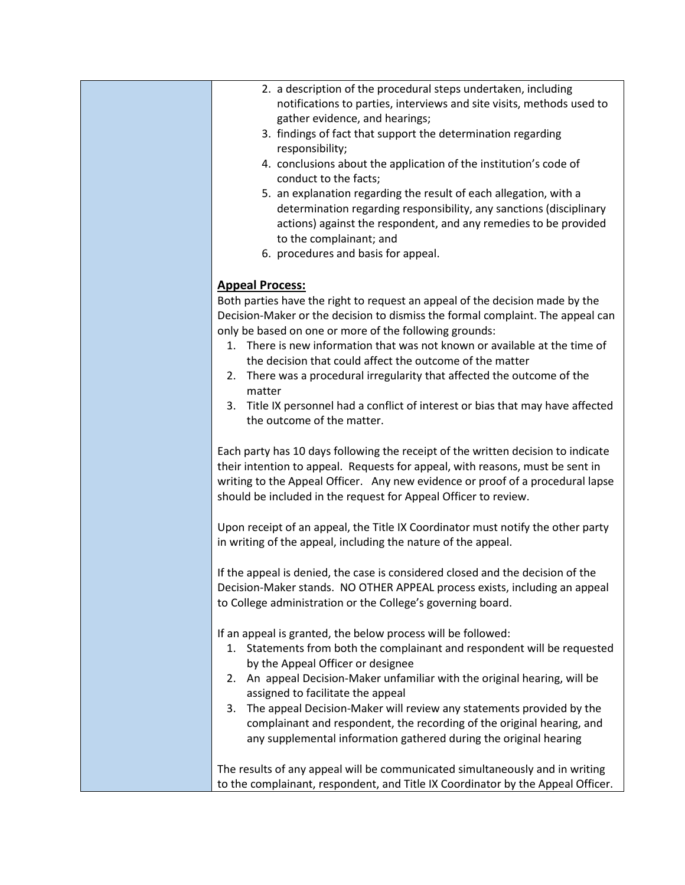2. a description of the procedural steps undertaken, including notifications to parties, interviews and site visits, methods used to gather evidence, and hearings;
3. findings of fact that support the determination regarding responsibility;
4. conclusions about the application of the institution's code of conduct to the facts;
5. an explanation regarding the result of each allegation, with a determination regarding responsibility, any sanctions (disciplinary actions) against the respondent, and any remedies to be provided to the complainant; and
6. procedures and basis for appeal.

**Appeal Process:**

Both parties have the right to request an appeal of the decision made by the Decision-Maker or the decision to dismiss the formal complaint. The appeal can only be based on one or more of the following grounds:

1. There is new information that was not known or available at the time of the decision that could affect the outcome of the matter
2. There was a procedural irregularity that affected the outcome of the matter
3. Title IX personnel had a conflict of interest or bias that may have affected the outcome of the matter.

Each party has 10 days following the receipt of the written decision to indicate their intention to appeal. Requests for appeal, with reasons, must be sent in writing to the Appeal Officer. Any new evidence or proof of a procedural lapse should be included in the request for Appeal Officer to review.

Upon receipt of an appeal, the Title IX Coordinator must notify the other party in writing of the appeal, including the nature of the appeal.

If the appeal is denied, the case is considered closed and the decision of the Decision-Maker stands. NO OTHER APPEAL process exists, including an appeal to College administration or the College's governing board.

If an appeal is granted, the below process will be followed:

1. Statements from both the complainant and respondent will be requested by the Appeal Officer or designee
2. An appeal Decision-Maker unfamiliar with the original hearing, will be assigned to facilitate the appeal
3. The appeal Decision-Maker will review any statements provided by the complainant and respondent, the recording of the original hearing, and any supplemental information gathered during the original hearing

The results of any appeal will be communicated simultaneously and in writing to the complainant, respondent, and Title IX Coordinator by the Appeal Officer.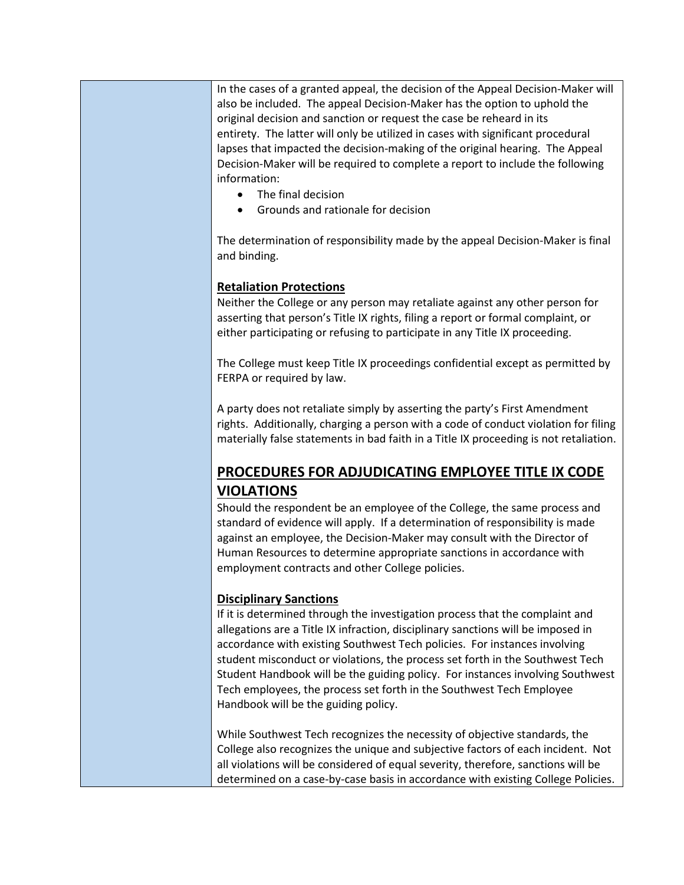In the cases of a granted appeal, the decision of the Appeal Decision-Maker will also be included. The appeal Decision-Maker has the option to uphold the original decision and sanction or request the case be reheard in its entirety. The latter will only be utilized in cases with significant procedural lapses that impacted the decision-making of the original hearing. The Appeal Decision-Maker will be required to complete a report to include the following information:

- The final decision
- Grounds and rationale for decision

The determination of responsibility made by the appeal Decision-Maker is final and binding.

**Retaliation Protections**

Neither the College or any person may retaliate against any other person for asserting that person's Title IX rights, filing a report or formal complaint, or either participating or refusing to participate in any Title IX proceeding.

The College must keep Title IX proceedings confidential except as permitted by FERPA or required by law.

A party does not retaliate simply by asserting the party's First Amendment rights. Additionally, charging a person with a code of conduct violation for filing materially false statements in bad faith in a Title IX proceeding is not retaliation.

## PROCEDURES FOR ADJUDICATING EMPLOYEE TITLE IX CODE VIOLATIONS

Should the respondent be an employee of the College, the same process and standard of evidence will apply. If a determination of responsibility is made against an employee, the Decision-Maker may consult with the Director of Human Resources to determine appropriate sanctions in accordance with employment contracts and other College policies.

**Disciplinary Sanctions**

If it is determined through the investigation process that the complaint and allegations are a Title IX infraction, disciplinary sanctions will be imposed in accordance with existing Southwest Tech policies. For instances involving student misconduct or violations, the process set forth in the Southwest Tech Student Handbook will be the guiding policy. For instances involving Southwest Tech employees, the process set forth in the Southwest Tech Employee Handbook will be the guiding policy.

While Southwest Tech recognizes the necessity of objective standards, the College also recognizes the unique and subjective factors of each incident. Not all violations will be considered of equal severity, therefore, sanctions will be determined on a case-by-case basis in accordance with existing College Policies.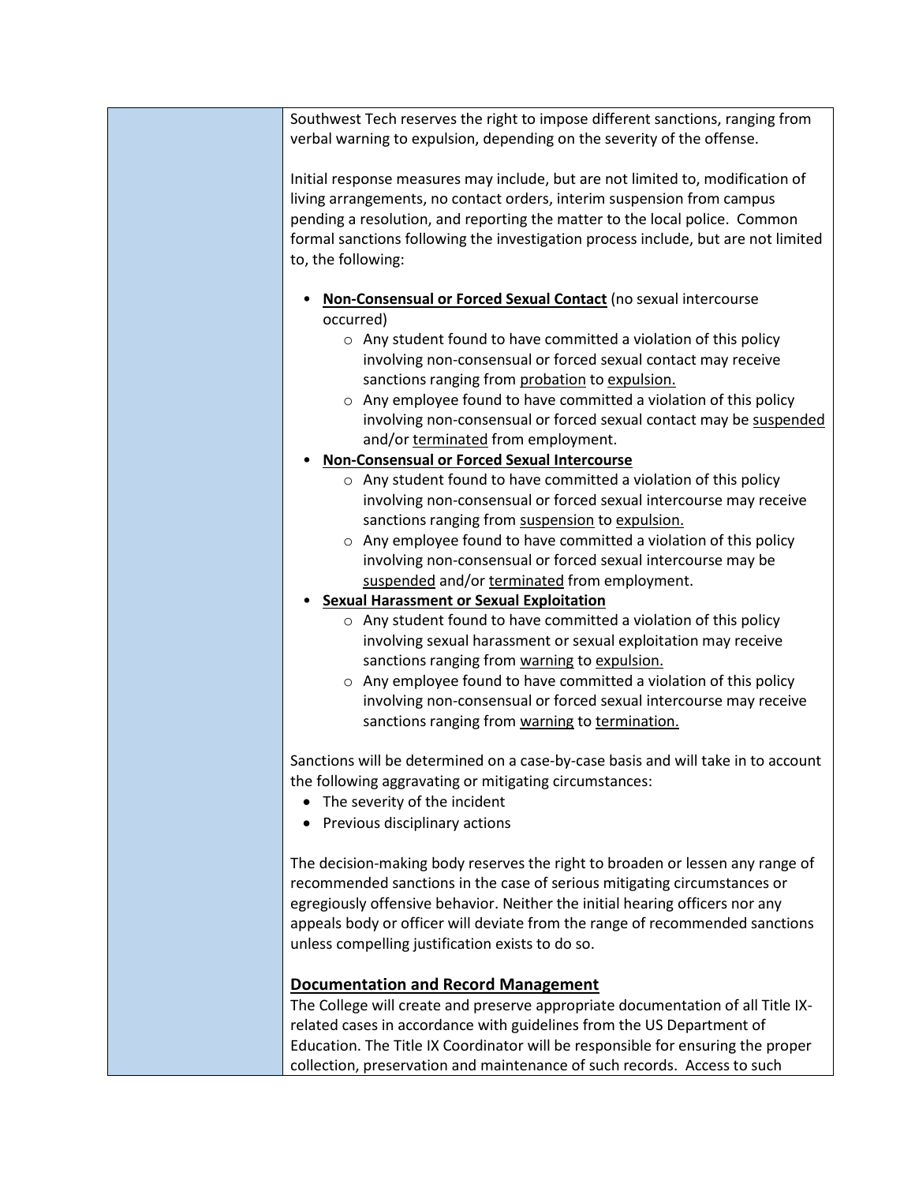Southwest Tech reserves the right to impose different sanctions, ranging from verbal warning to expulsion, depending on the severity of the offense.

Initial response measures may include, but are not limited to, modification of living arrangements, no contact orders, interim suspension from campus pending a resolution, and reporting the matter to the local police. Common formal sanctions following the investigation process include, but are not limited to, the following:

- **<u>Non-Consensual or Forced Sexual Contact</u>** (no sexual intercourse occurred)
  - Any student found to have committed a violation of this policy involving non-consensual or forced sexual contact may receive sanctions ranging from <u>probation</u> to <u>expulsion.</u>
  - Any employee found to have committed a violation of this policy involving non-consensual or forced sexual contact may be <u>suspended</u> and/or <u>terminated</u> from employment.
- **<u>Non-Consensual or Forced Sexual Intercourse</u>**
  - Any student found to have committed a violation of this policy involving non-consensual or forced sexual intercourse may receive sanctions ranging from <u>suspension</u> to <u>expulsion.</u>
  - Any employee found to have committed a violation of this policy involving non-consensual or forced sexual intercourse may be <u>suspended</u> and/or <u>terminated</u> from employment.
- **<u>Sexual Harassment or Sexual Exploitation</u>**
  - Any student found to have committed a violation of this policy involving sexual harassment or sexual exploitation may receive sanctions ranging from <u>warning</u> to <u>expulsion.</u>
  - Any employee found to have committed a violation of this policy involving non-consensual or forced sexual intercourse may receive sanctions ranging from <u>warning</u> to <u>termination.</u>

Sanctions will be determined on a case-by-case basis and will take in to account the following aggravating or mitigating circumstances:

- The severity of the incident
- Previous disciplinary actions

The decision-making body reserves the right to broaden or lessen any range of recommended sanctions in the case of serious mitigating circumstances or egregiously offensive behavior. Neither the initial hearing officers nor any appeals body or officer will deviate from the range of recommended sanctions unless compelling justification exists to do so.

## <u>Documentation and Record Management</u>

The College will create and preserve appropriate documentation of all Title IX-related cases in accordance with guidelines from the US Department of Education. The Title IX Coordinator will be responsible for ensuring the proper collection, preservation and maintenance of such records. Access to such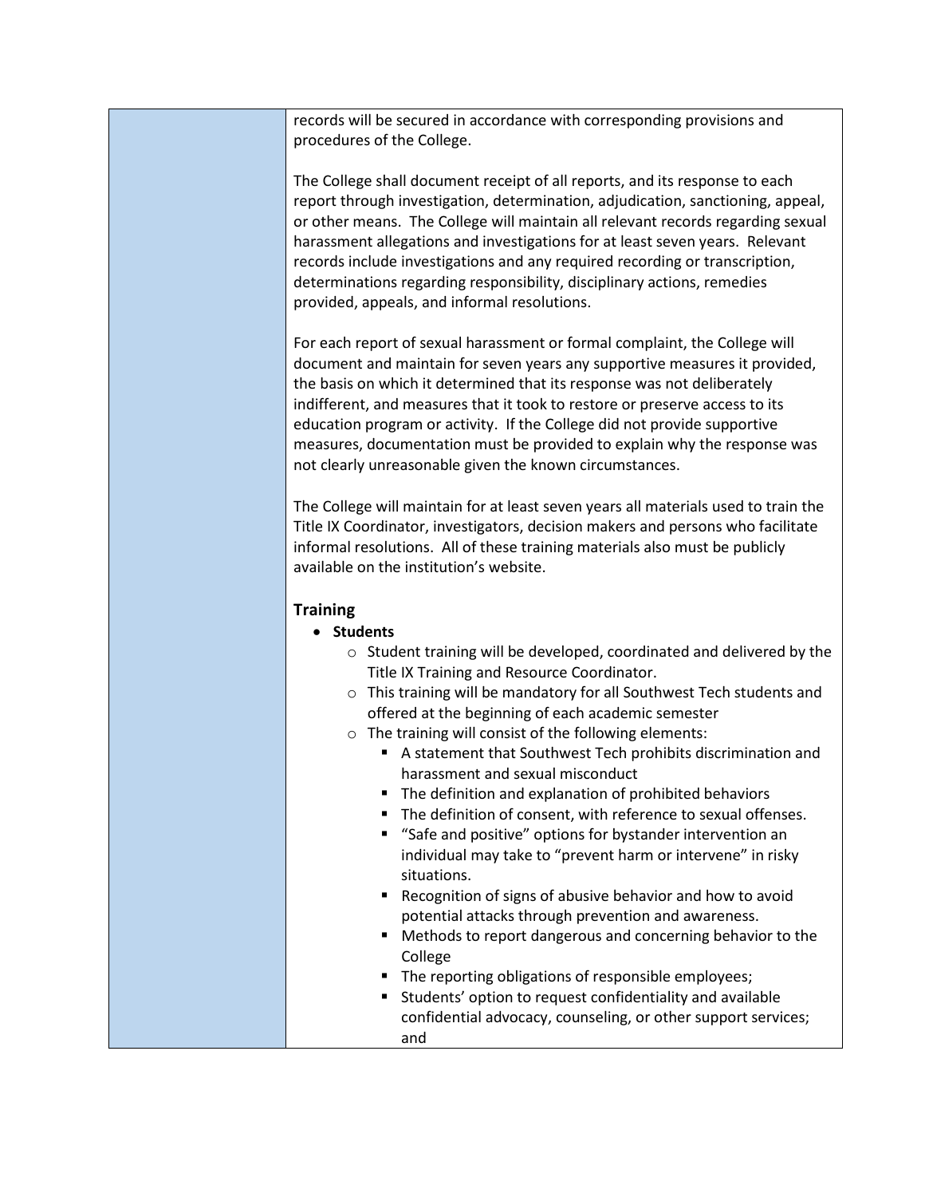records will be secured in accordance with corresponding provisions and procedures of the College.

The College shall document receipt of all reports, and its response to each report through investigation, determination, adjudication, sanctioning, appeal, or other means. The College will maintain all relevant records regarding sexual harassment allegations and investigations for at least seven years. Relevant records include investigations and any required recording or transcription, determinations regarding responsibility, disciplinary actions, remedies provided, appeals, and informal resolutions.

For each report of sexual harassment or formal complaint, the College will document and maintain for seven years any supportive measures it provided, the basis on which it determined that its response was not deliberately indifferent, and measures that it took to restore or preserve access to its education program or activity. If the College did not provide supportive measures, documentation must be provided to explain why the response was not clearly unreasonable given the known circumstances.

The College will maintain for at least seven years all materials used to train the Title IX Coordinator, investigators, decision makers and persons who facilitate informal resolutions. All of these training materials also must be publicly available on the institution's website.

## Training

- **Students**
  - Student training will be developed, coordinated and delivered by the Title IX Training and Resource Coordinator.
  - This training will be mandatory for all Southwest Tech students and offered at the beginning of each academic semester
  - The training will consist of the following elements:
    - A statement that Southwest Tech prohibits discrimination and harassment and sexual misconduct
    - The definition and explanation of prohibited behaviors
    - The definition of consent, with reference to sexual offenses.
    - "Safe and positive" options for bystander intervention an individual may take to "prevent harm or intervene" in risky situations.
    - Recognition of signs of abusive behavior and how to avoid potential attacks through prevention and awareness.
    - Methods to report dangerous and concerning behavior to the College
    - The reporting obligations of responsible employees;
    - Students' option to request confidentiality and available confidential advocacy, counseling, or other support services; and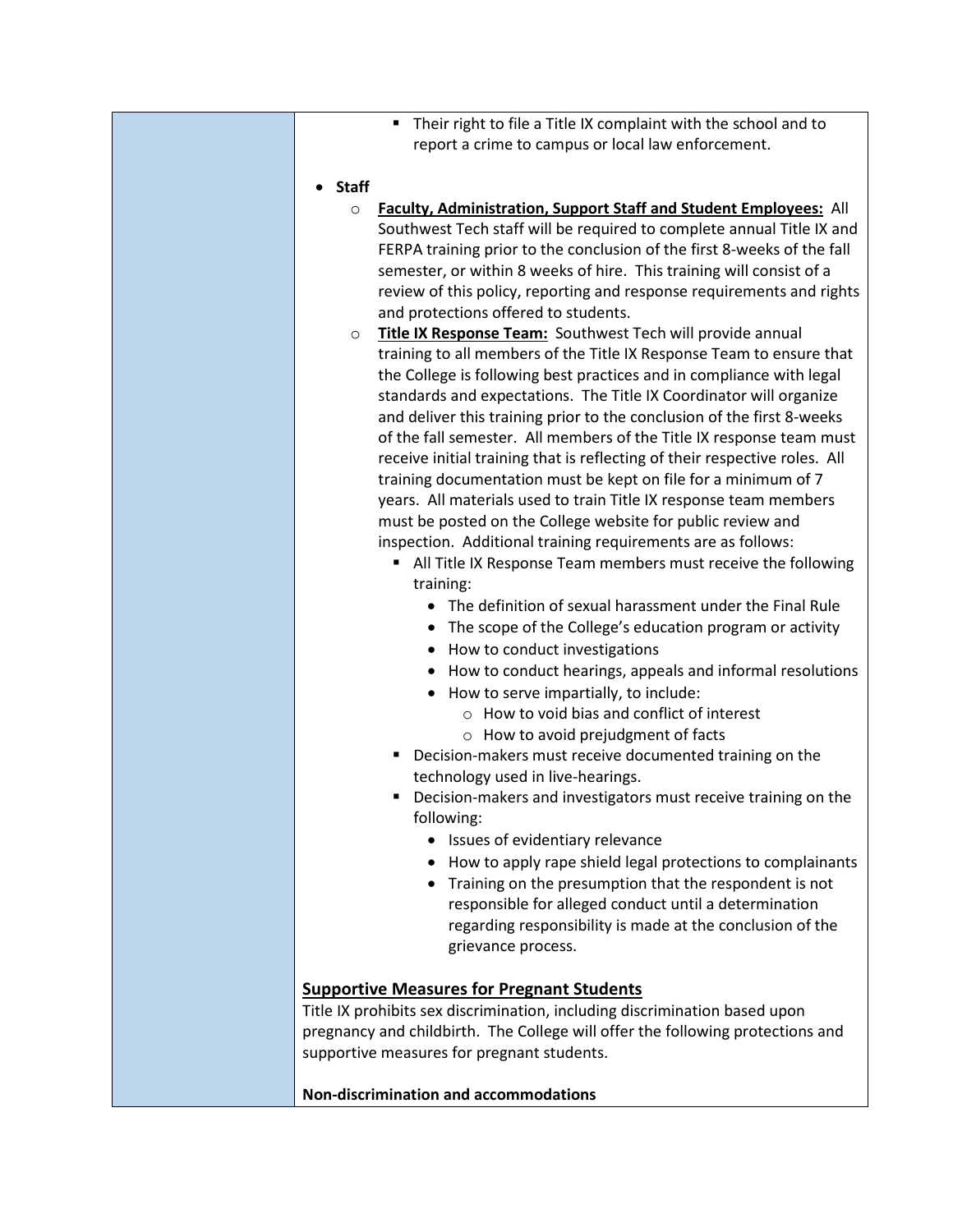- Their right to file a Title IX complaint with the school and to report a crime to campus or local law enforcement.

- **Staff**
  - **Faculty, Administration, Support Staff and Student Employees:** All Southwest Tech staff will be required to complete annual Title IX and FERPA training prior to the conclusion of the first 8-weeks of the fall semester, or within 8 weeks of hire. This training will consist of a review of this policy, reporting and response requirements and rights and protections offered to students.
  - **Title IX Response Team:** Southwest Tech will provide annual training to all members of the Title IX Response Team to ensure that the College is following best practices and in compliance with legal standards and expectations. The Title IX Coordinator will organize and deliver this training prior to the conclusion of the first 8-weeks of the fall semester. All members of the Title IX response team must receive initial training that is reflecting of their respective roles. All training documentation must be kept on file for a minimum of 7 years. All materials used to train Title IX response team members must be posted on the College website for public review and inspection. Additional training requirements are as follows:
    - All Title IX Response Team members must receive the following training:
      - The definition of sexual harassment under the Final Rule
      - The scope of the College's education program or activity
      - How to conduct investigations
      - How to conduct hearings, appeals and informal resolutions
      - How to serve impartially, to include:
        - How to void bias and conflict of interest
        - How to avoid prejudgment of facts
    - Decision-makers must receive documented training on the technology used in live-hearings.
    - Decision-makers and investigators must receive training on the following:
      - Issues of evidentiary relevance
      - How to apply rape shield legal protections to complainants
      - Training on the presumption that the respondent is not responsible for alleged conduct until a determination regarding responsibility is made at the conclusion of the grievance process.

## Supportive Measures for Pregnant Students

Title IX prohibits sex discrimination, including discrimination based upon pregnancy and childbirth. The College will offer the following protections and supportive measures for pregnant students.

**Non-discrimination and accommodations**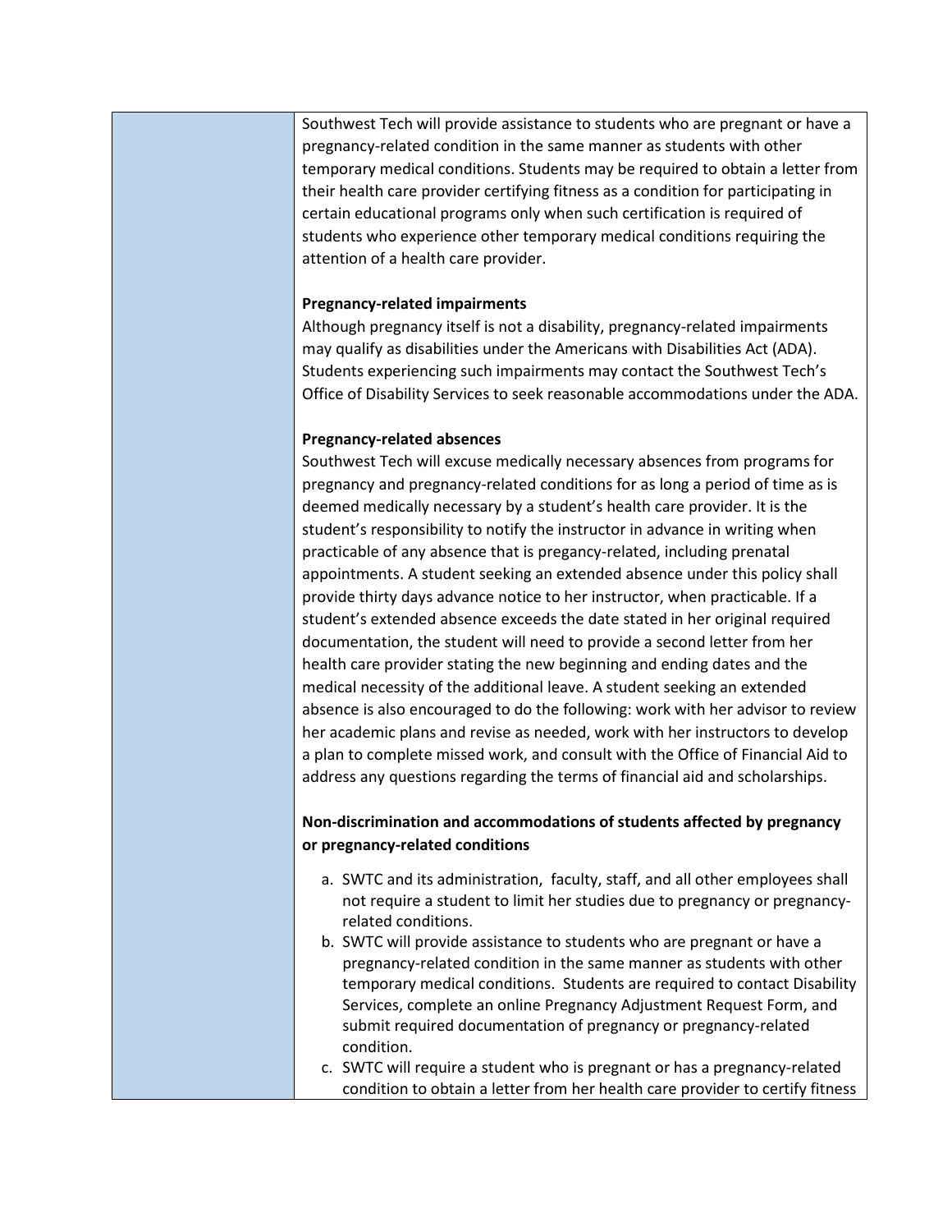Southwest Tech will provide assistance to students who are pregnant or have a pregnancy-related condition in the same manner as students with other temporary medical conditions. Students may be required to obtain a letter from their health care provider certifying fitness as a condition for participating in certain educational programs only when such certification is required of students who experience other temporary medical conditions requiring the attention of a health care provider.

**Pregnancy-related impairments**
Although pregnancy itself is not a disability, pregnancy-related impairments may qualify as disabilities under the Americans with Disabilities Act (ADA). Students experiencing such impairments may contact the Southwest Tech's Office of Disability Services to seek reasonable accommodations under the ADA.

**Pregnancy-related absences**
Southwest Tech will excuse medically necessary absences from programs for pregnancy and pregnancy-related conditions for as long a period of time as is deemed medically necessary by a student's health care provider. It is the student's responsibility to notify the instructor in advance in writing when practicable of any absence that is pregacy-related, including prenatal appointments. A student seeking an extended absence under this policy shall provide thirty days advance notice to her instructor, when practicable. If a student's extended absence exceeds the date stated in her original required documentation, the student will need to provide a second letter from her health care provider stating the new beginning and ending dates and the medical necessity of the additional leave. A student seeking an extended absence is also encouraged to do the following: work with her advisor to review her academic plans and revise as needed, work with her instructors to develop a plan to complete missed work, and consult with the Office of Financial Aid to address any questions regarding the terms of financial aid and scholarships.

**Non-discrimination and accommodations of students affected by pregnancy or pregnancy-related conditions**

a. SWTC and its administration, faculty, staff, and all other employees shall not require a student to limit her studies due to pregnancy or pregnancy-related conditions.
b. SWTC will provide assistance to students who are pregnant or have a pregnancy-related condition in the same manner as students with other temporary medical conditions. Students are required to contact Disability Services, complete an online Pregnancy Adjustment Request Form, and submit required documentation of pregnancy or pregnancy-related condition.
c. SWTC will require a student who is pregnant or has a pregnancy-related condition to obtain a letter from her health care provider to certify fitness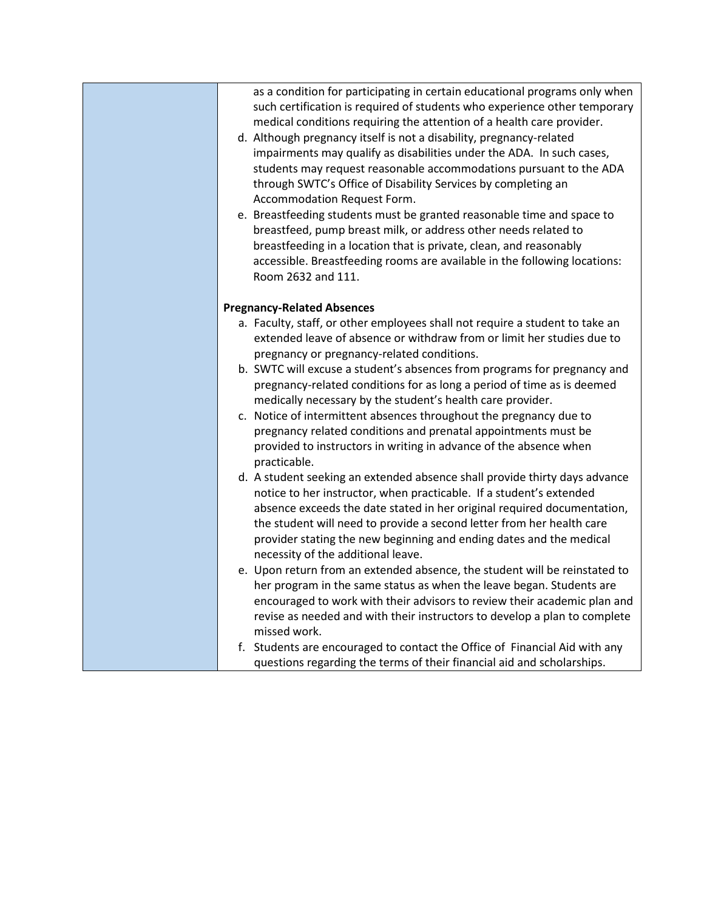| | |
|---|---|
| | as a condition for participating in certain educational programs only when such certification is required of students who experience other temporary medical conditions requiring the attention of a health care provider.<br>d. Although pregnancy itself is not a disability, pregnancy-related impairments may qualify as disabilities under the ADA. In such cases, students may request reasonable accommodations pursuant to the ADA through SWTC's Office of Disability Services by completing an Accommodation Request Form.<br>e. Breastfeeding students must be granted reasonable time and space to breastfeed, pump breast milk, or address other needs related to breastfeeding in a location that is private, clean, and reasonably accessible. Breastfeeding rooms are available in the following locations: Room 2632 and 111.<br><br>**Pregnancy-Related Absences**<br>a. Faculty, staff, or other employees shall not require a student to take an extended leave of absence or withdraw from or limit her studies due to pregnancy or pregnancy-related conditions.<br>b. SWTC will excuse a student's absences from programs for pregnancy and pregnancy-related conditions for as long a period of time as is deemed medically necessary by the student's health care provider.<br>c. Notice of intermittent absences throughout the pregnancy due to pregnancy related conditions and prenatal appointments must be provided to instructors in writing in advance of the absence when practicable.<br>d. A student seeking an extended absence shall provide thirty days advance notice to her instructor, when practicable. If a student's extended absence exceeds the date stated in her original required documentation, the student will need to provide a second letter from her health care provider stating the new beginning and ending dates and the medical necessity of the additional leave.<br>e. Upon return from an extended absence, the student will be reinstated to her program in the same status as when the leave began. Students are encouraged to work with their advisors to review their academic plan and revise as needed and with their instructors to develop a plan to complete missed work.<br>f. Students are encouraged to contact the Office of Financial Aid with any questions regarding the terms of their financial aid and scholarships. |